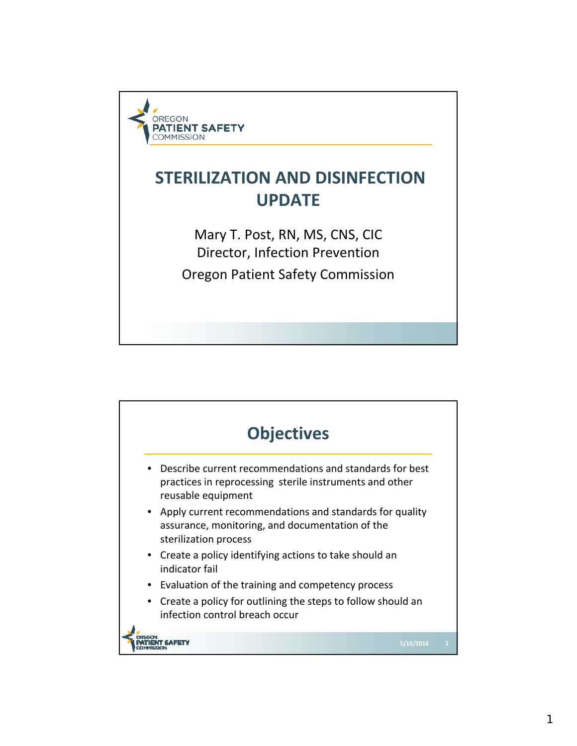OREGON PATIENT SAFETY COMMISSION

# STERILIZATION AND DISINFECTION UPDATE

Mary T. Post, RN, MS, CNS, CIC
Director, Infection Prevention
Oregon Patient Safety Commission

## Objectives

- Describe current recommendations and standards for best practices in reprocessing sterile instruments and other reusable equipment
- Apply current recommendations and standards for quality assurance, monitoring, and documentation of the sterilization process
- Create a policy identifying actions to take should an indicator fail
- Evaluation of the training and competency process
- Create a policy for outlining the steps to follow should an infection control breach occur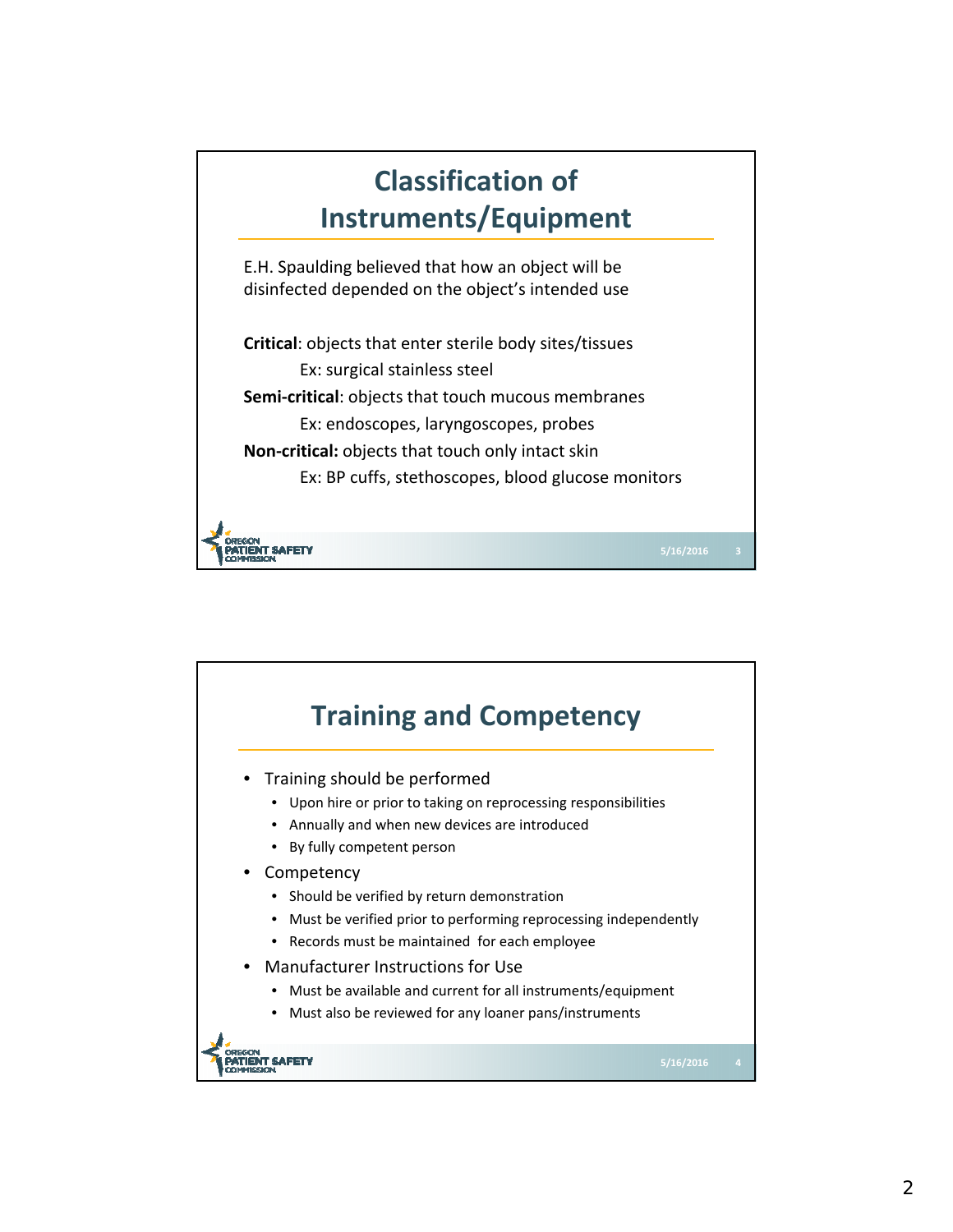## Classification of Instruments/Equipment

E.H. Spaulding believed that how an object will be disinfected depended on the object's intended use

**Critical**: objects that enter sterile body sites/tissues
    Ex: surgical stainless steel

**Semi-critical**: objects that touch mucous membranes
    Ex: endoscopes, laryngoscopes, probes

**Non-critical:** objects that touch only intact skin
    Ex: BP cuffs, stethoscopes, blood glucose monitors

## Training and Competency

- Training should be performed
  - Upon hire or prior to taking on reprocessing responsibilities
  - Annually and when new devices are introduced
  - By fully competent person
- Competency
  - Should be verified by return demonstration
  - Must be verified prior to performing reprocessing independently
  - Records must be maintained for each employee
- Manufacturer Instructions for Use
  - Must be available and current for all instruments/equipment
  - Must also be reviewed for any loaner pans/instruments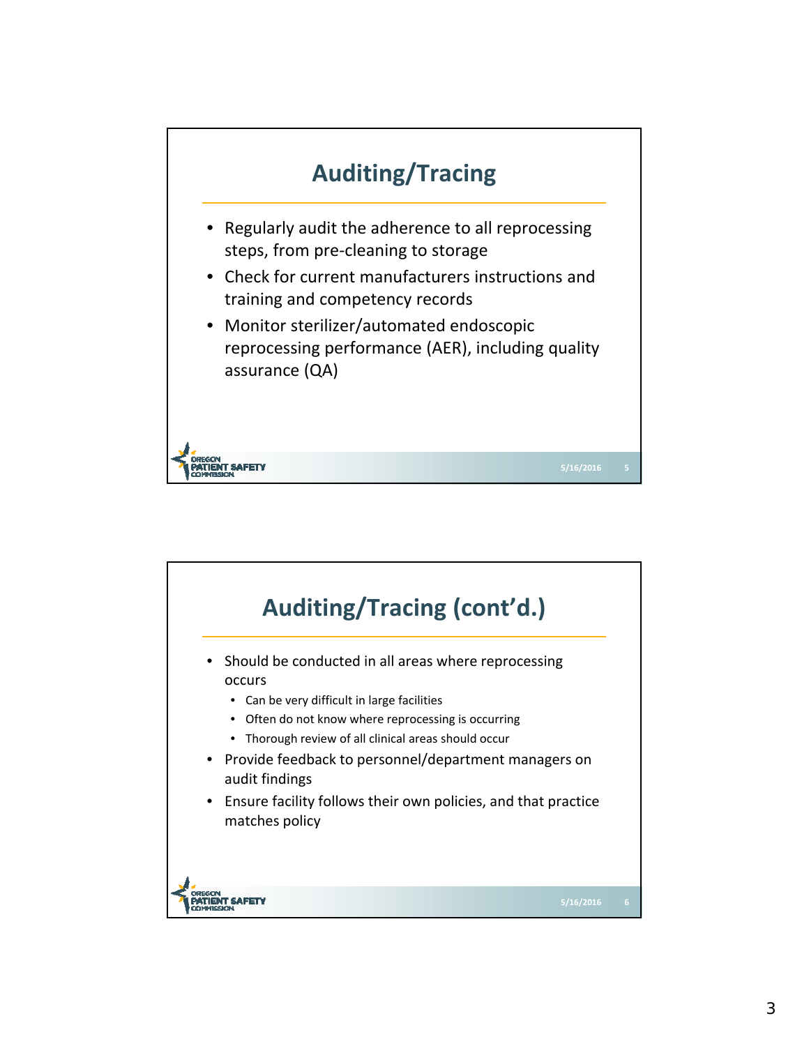## Auditing/Tracing

- Regularly audit the adherence to all reprocessing steps, from pre-cleaning to storage
- Check for current manufacturers instructions and training and competency records
- Monitor sterilizer/automated endoscopic reprocessing performance (AER), including quality assurance (QA)

## Auditing/Tracing (cont'd.)

- Should be conducted in all areas where reprocessing occurs
  - Can be very difficult in large facilities
  - Often do not know where reprocessing is occurring
  - Thorough review of all clinical areas should occur
- Provide feedback to personnel/department managers on audit findings
- Ensure facility follows their own policies, and that practice matches policy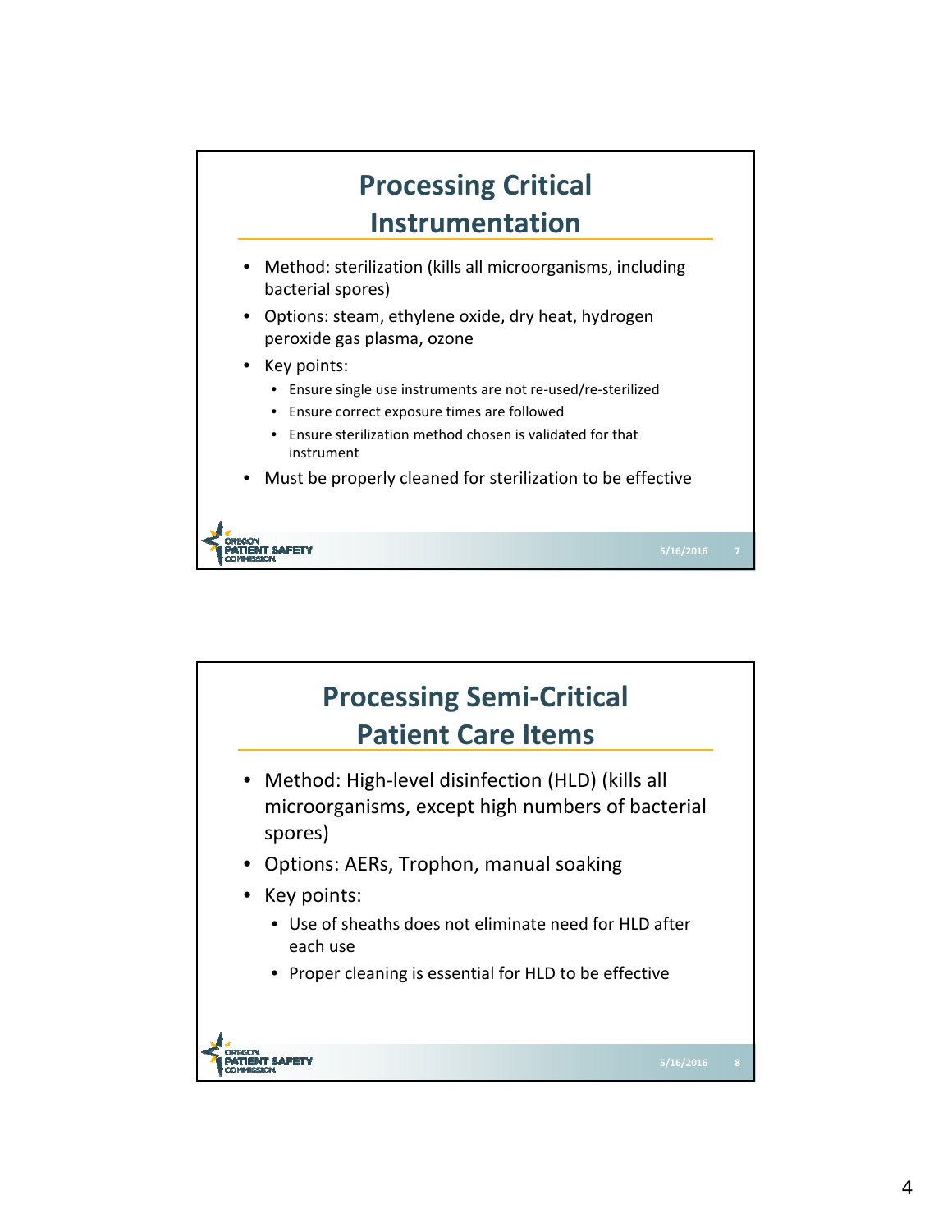## Processing Critical Instrumentation

- Method: sterilization (kills all microorganisms, including bacterial spores)
- Options: steam, ethylene oxide, dry heat, hydrogen peroxide gas plasma, ozone
- Key points:
  - Ensure single use instruments are not re-used/re-sterilized
  - Ensure correct exposure times are followed
  - Ensure sterilization method chosen is validated for that instrument
- Must be properly cleaned for sterilization to be effective

## Processing Semi-Critical Patient Care Items

- Method: High-level disinfection (HLD) (kills all microorganisms, except high numbers of bacterial spores)
- Options: AERs, Trophon, manual soaking
- Key points:
  - Use of sheaths does not eliminate need for HLD after each use
  - Proper cleaning is essential for HLD to be effective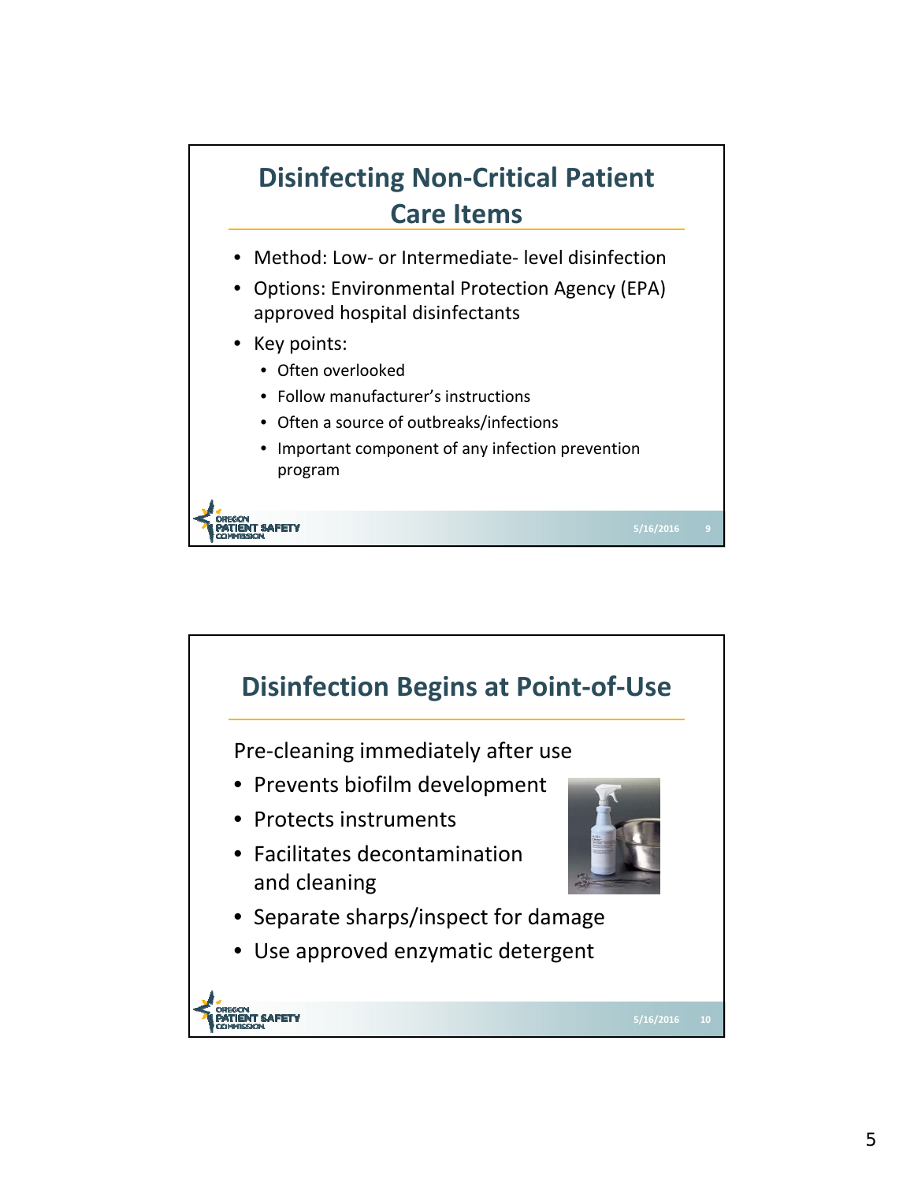## Disinfecting Non-Critical Patient Care Items

- Method: Low- or Intermediate- level disinfection
- Options: Environmental Protection Agency (EPA) approved hospital disinfectants
- Key points:
  - Often overlooked
  - Follow manufacturer's instructions
  - Often a source of outbreaks/infections
  - Important component of any infection prevention program

## Disinfection Begins at Point-of-Use

Pre-cleaning immediately after use

- Prevents biofilm development
- Protects instruments
- Facilitates decontamination and cleaning
- Separate sharps/inspect for damage
- Use approved enzymatic detergent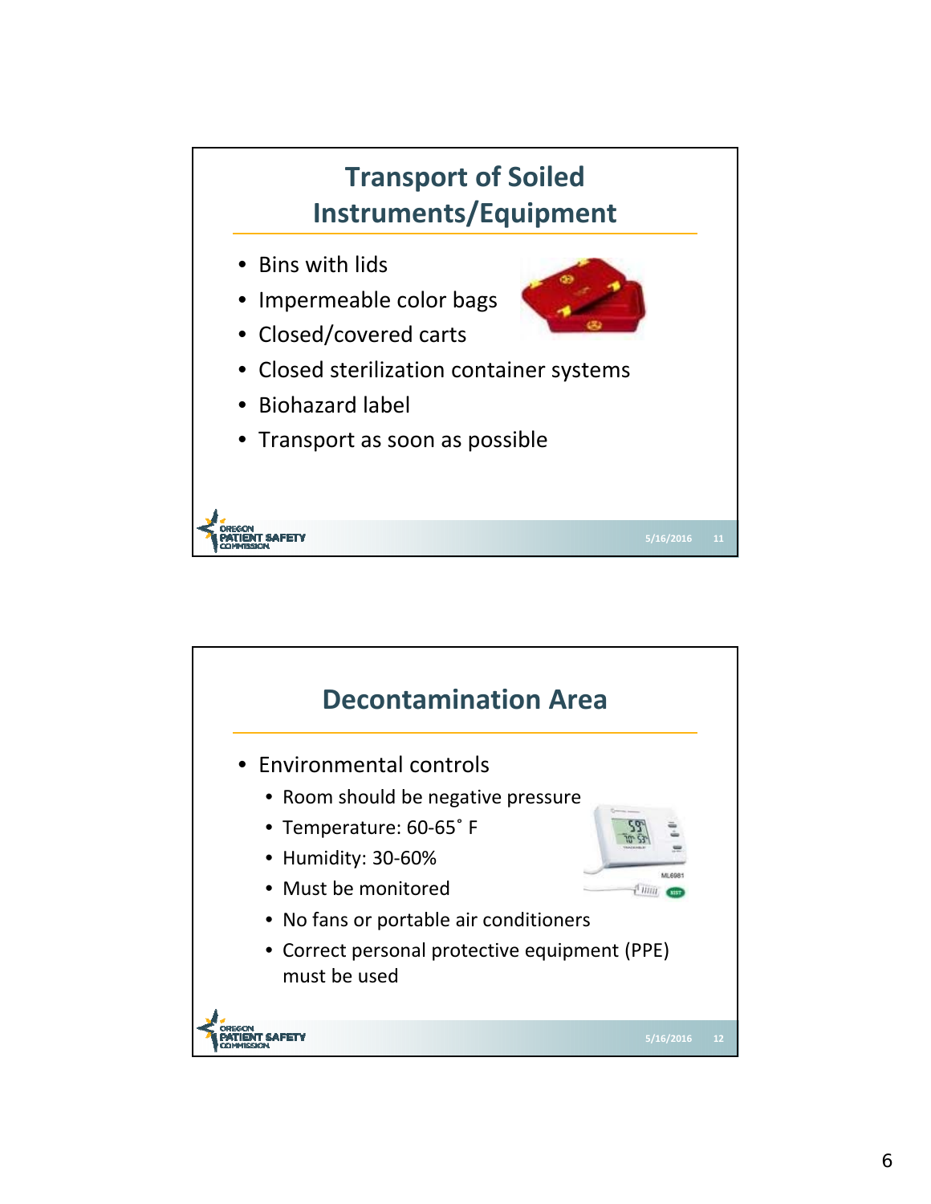## Transport of Soiled Instruments/Equipment

- Bins with lids
- Impermeable color bags
- Closed/covered carts
- Closed sterilization container systems
- Biohazard label
- Transport as soon as possible

## Decontamination Area

- Environmental controls
  - Room should be negative pressure
  - Temperature: 60-65˚ F
  - Humidity: 30-60%
  - Must be monitored
  - No fans or portable air conditioners
  - Correct personal protective equipment (PPE) must be used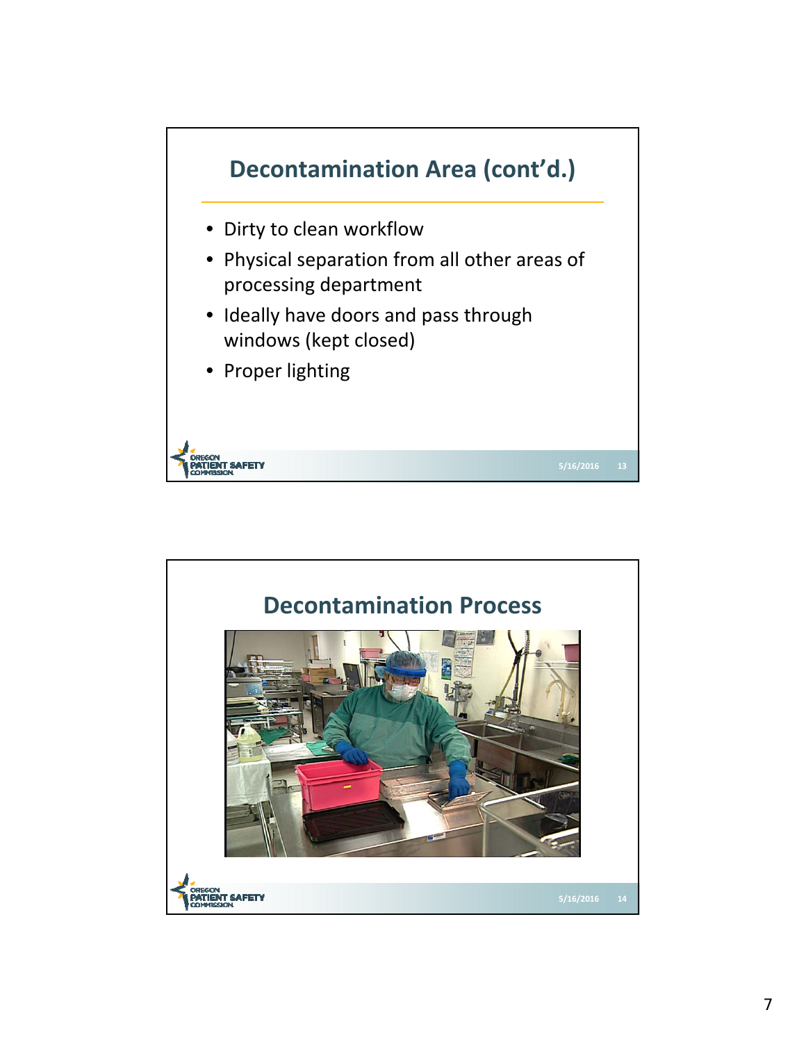## Decontamination Area (cont'd.)

- Dirty to clean workflow
- Physical separation from all other areas of processing department
- Ideally have doors and pass through windows (kept closed)
- Proper lighting

## Decontamination Process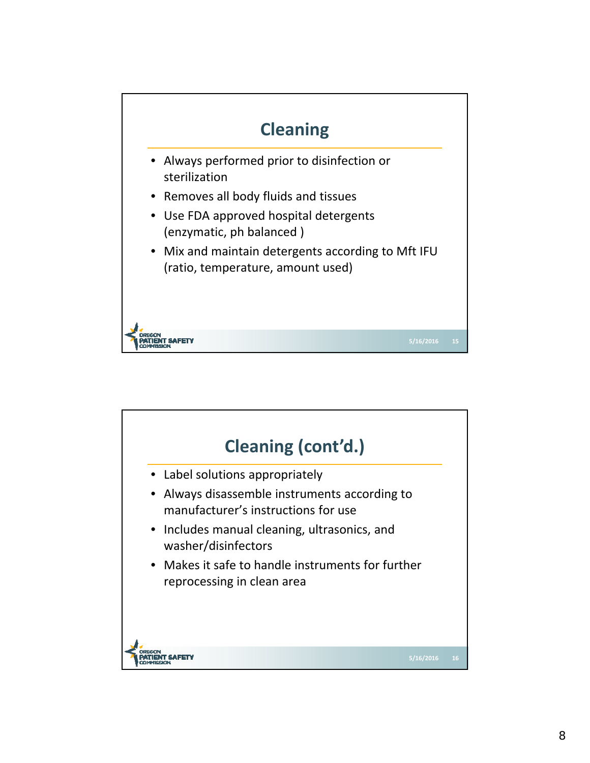## Cleaning

- Always performed prior to disinfection or sterilization
- Removes all body fluids and tissues
- Use FDA approved hospital detergents (enzymatic, ph balanced )
- Mix and maintain detergents according to Mft IFU (ratio, temperature, amount used)

## Cleaning (cont'd.)

- Label solutions appropriately
- Always disassemble instruments according to manufacturer's instructions for use
- Includes manual cleaning, ultrasonics, and washer/disinfectors
- Makes it safe to handle instruments for further reprocessing in clean area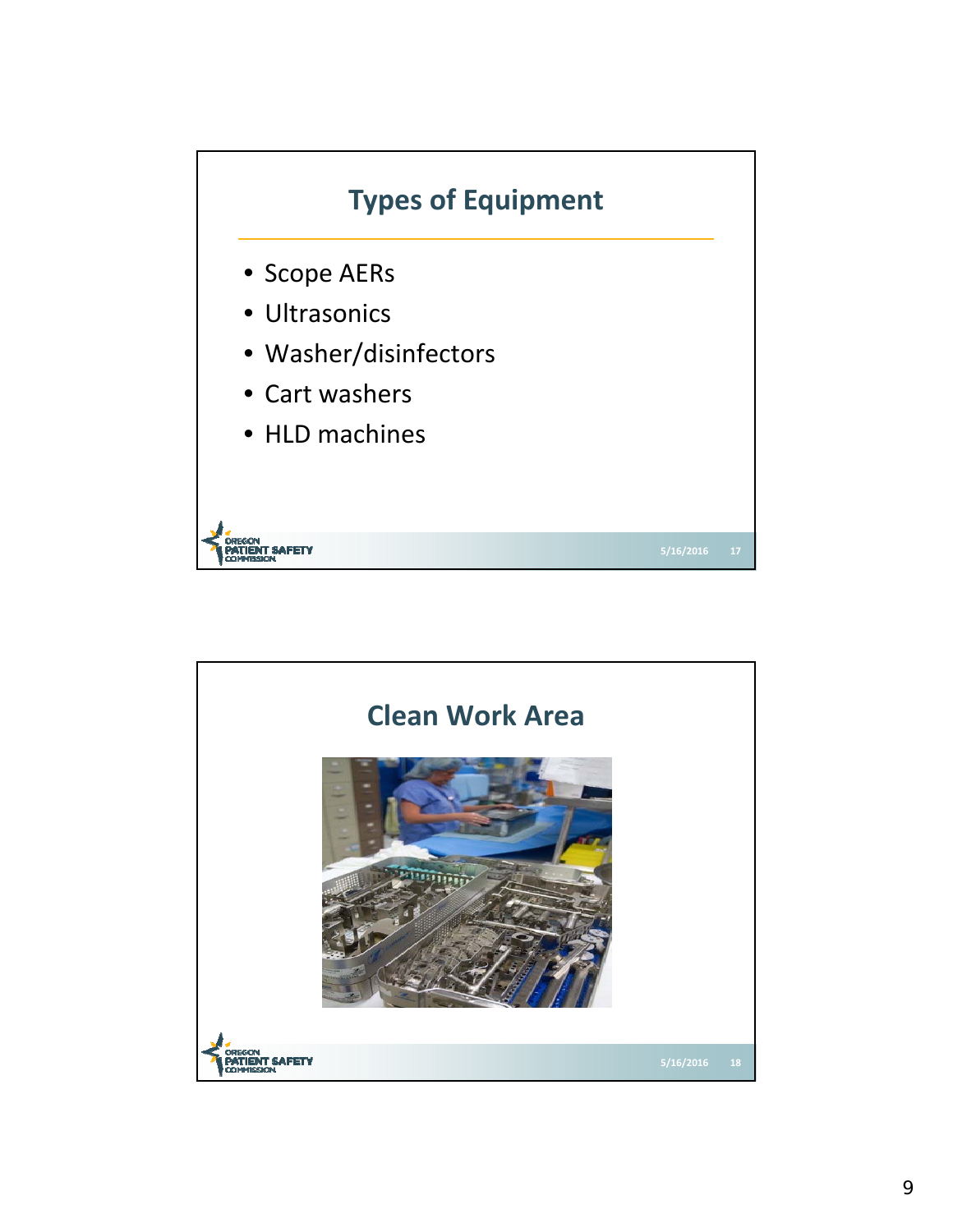## Types of Equipment

- Scope AERs
- Ultrasonics
- Washer/disinfectors
- Cart washers
- HLD machines

## Clean Work Area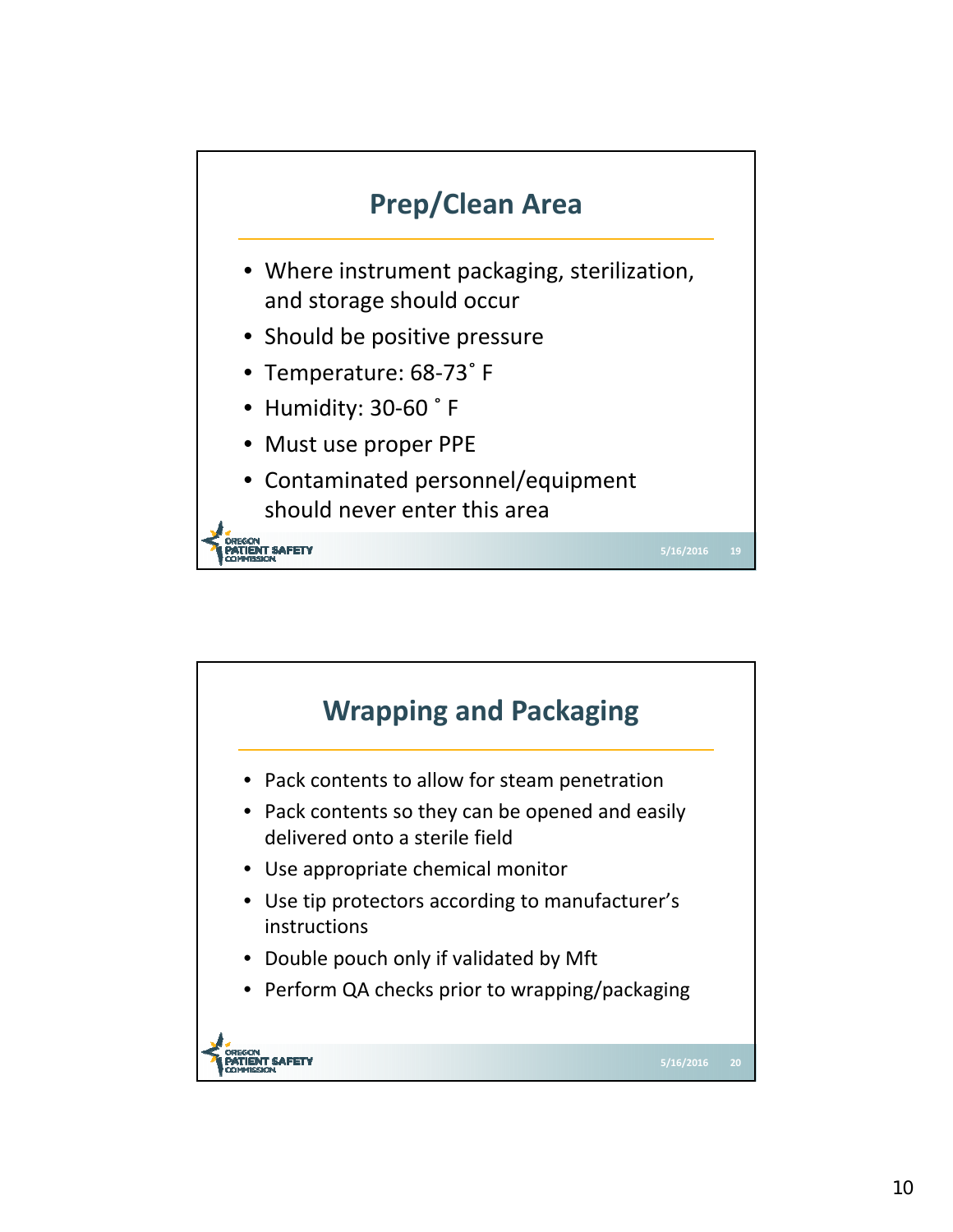## Prep/Clean Area

- Where instrument packaging, sterilization, and storage should occur
- Should be positive pressure
- Temperature: 68-73˚ F
- Humidity: 30-60 ˚ F
- Must use proper PPE
- Contaminated personnel/equipment should never enter this area

## Wrapping and Packaging

- Pack contents to allow for steam penetration
- Pack contents so they can be opened and easily delivered onto a sterile field
- Use appropriate chemical monitor
- Use tip protectors according to manufacturer's instructions
- Double pouch only if validated by Mft
- Perform QA checks prior to wrapping/packaging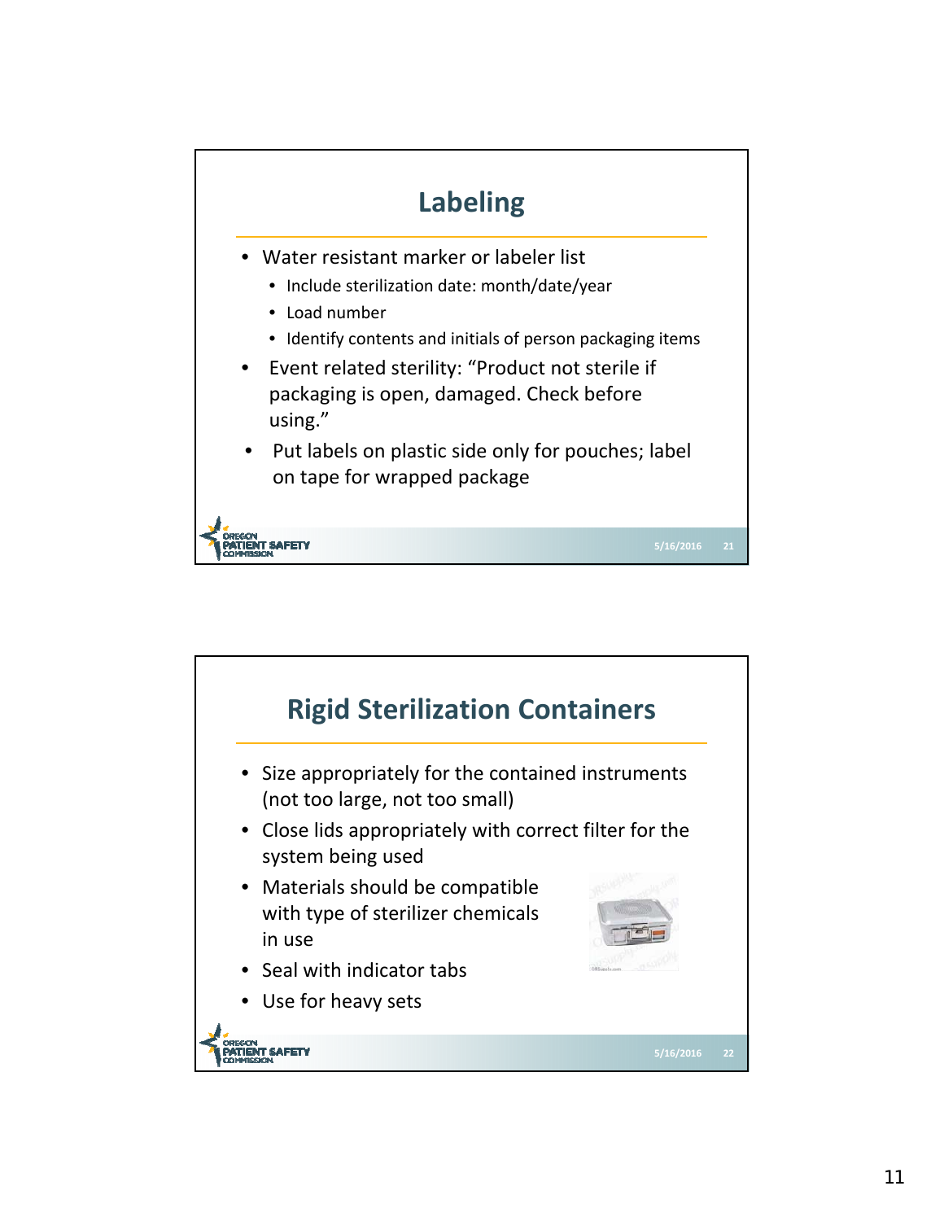## Labeling

- Water resistant marker or labeler list
  - Include sterilization date: month/date/year
  - Load number
  - Identify contents and initials of person packaging items
- Event related sterility: "Product not sterile if packaging is open, damaged. Check before using."
- Put labels on plastic side only for pouches; label on tape for wrapped package

## Rigid Sterilization Containers

- Size appropriately for the contained instruments (not too large, not too small)
- Close lids appropriately with correct filter for the system being used
- Materials should be compatible with type of sterilizer chemicals in use
- Seal with indicator tabs
- Use for heavy sets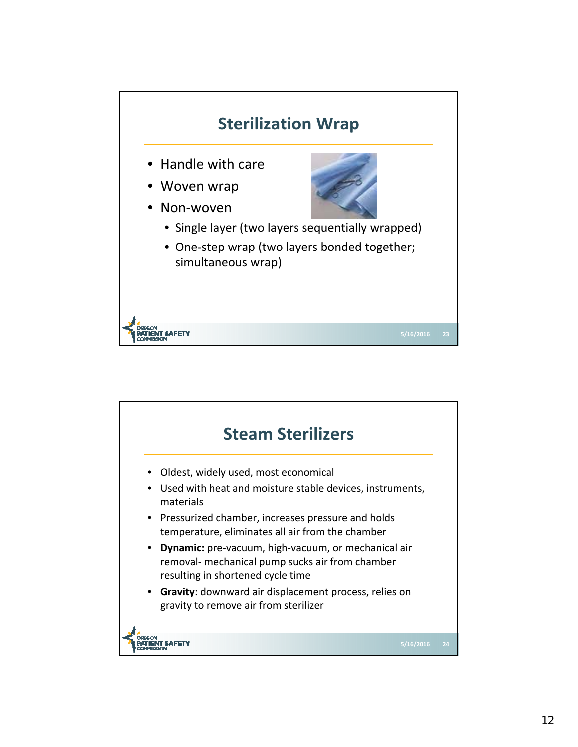## Sterilization Wrap

- Handle with care
- Woven wrap
- Non-woven
  - Single layer (two layers sequentially wrapped)
  - One-step wrap (two layers bonded together; simultaneous wrap)

## Steam Sterilizers

- Oldest, widely used, most economical
- Used with heat and moisture stable devices, instruments, materials
- Pressurized chamber, increases pressure and holds temperature, eliminates all air from the chamber
- **Dynamic:** pre-vacuum, high-vacuum, or mechanical air removal- mechanical pump sucks air from chamber resulting in shortened cycle time
- **Gravity**: downward air displacement process, relies on gravity to remove air from sterilizer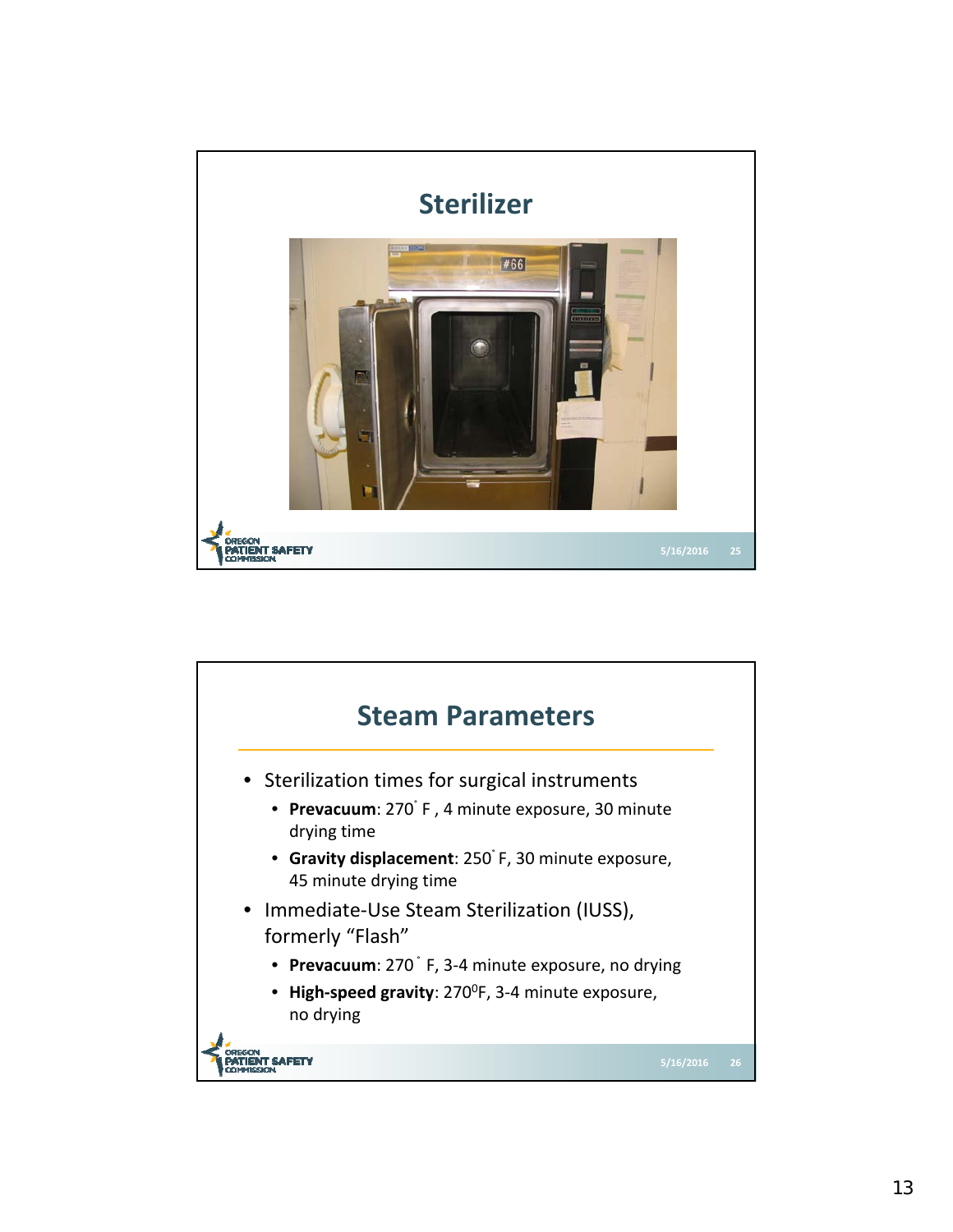## Sterilizer

## Steam Parameters

- Sterilization times for surgical instruments
  - **Prevacuum**: 270˚ F , 4 minute exposure, 30 minute drying time
  - **Gravity displacement**: 250˚ F, 30 minute exposure, 45 minute drying time
- Immediate-Use Steam Sterilization (IUSS), formerly "Flash"
  - **Prevacuum**: 270 ˚ F, 3-4 minute exposure, no drying
  - **High-speed gravity**: $270^{0}$F, 3-4 minute exposure, no drying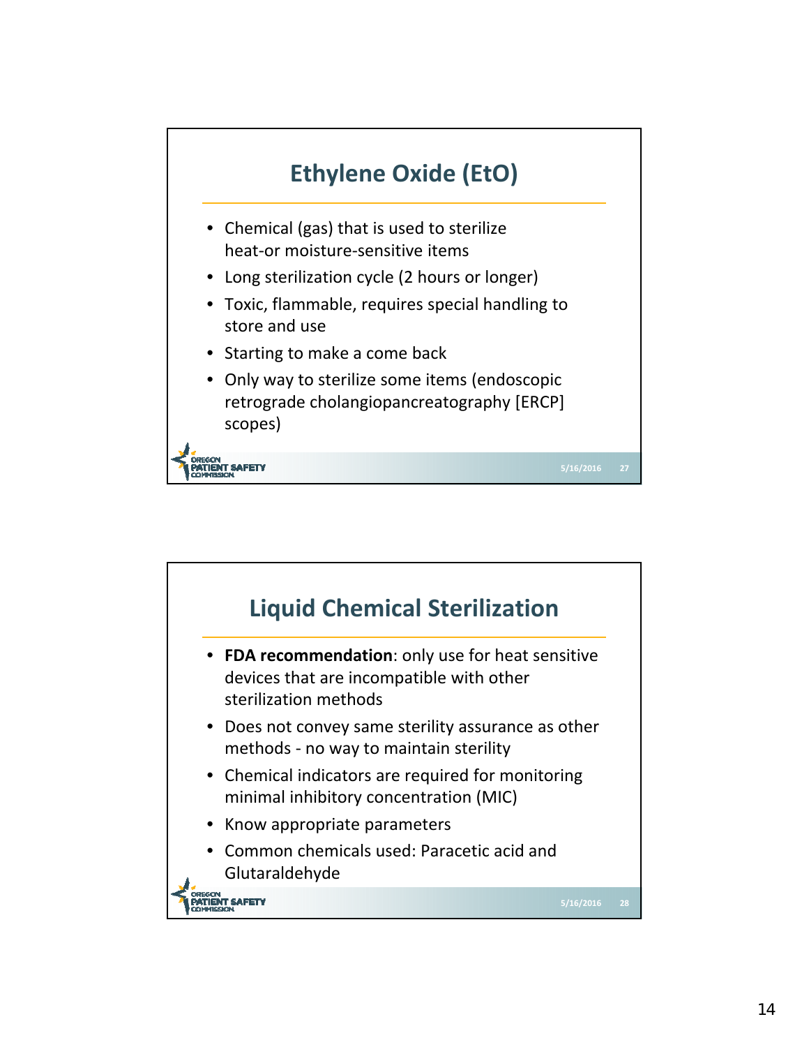## Ethylene Oxide (EtO)

- Chemical (gas) that is used to sterilize heat-or moisture-sensitive items
- Long sterilization cycle (2 hours or longer)
- Toxic, flammable, requires special handling to store and use
- Starting to make a come back
- Only way to sterilize some items (endoscopic retrograde cholangiopancreatography [ERCP] scopes)

## Liquid Chemical Sterilization

- **FDA recommendation**: only use for heat sensitive devices that are incompatible with other sterilization methods
- Does not convey same sterility assurance as other methods - no way to maintain sterility
- Chemical indicators are required for monitoring minimal inhibitory concentration (MIC)
- Know appropriate parameters
- Common chemicals used: Paracetic acid and Glutaraldehyde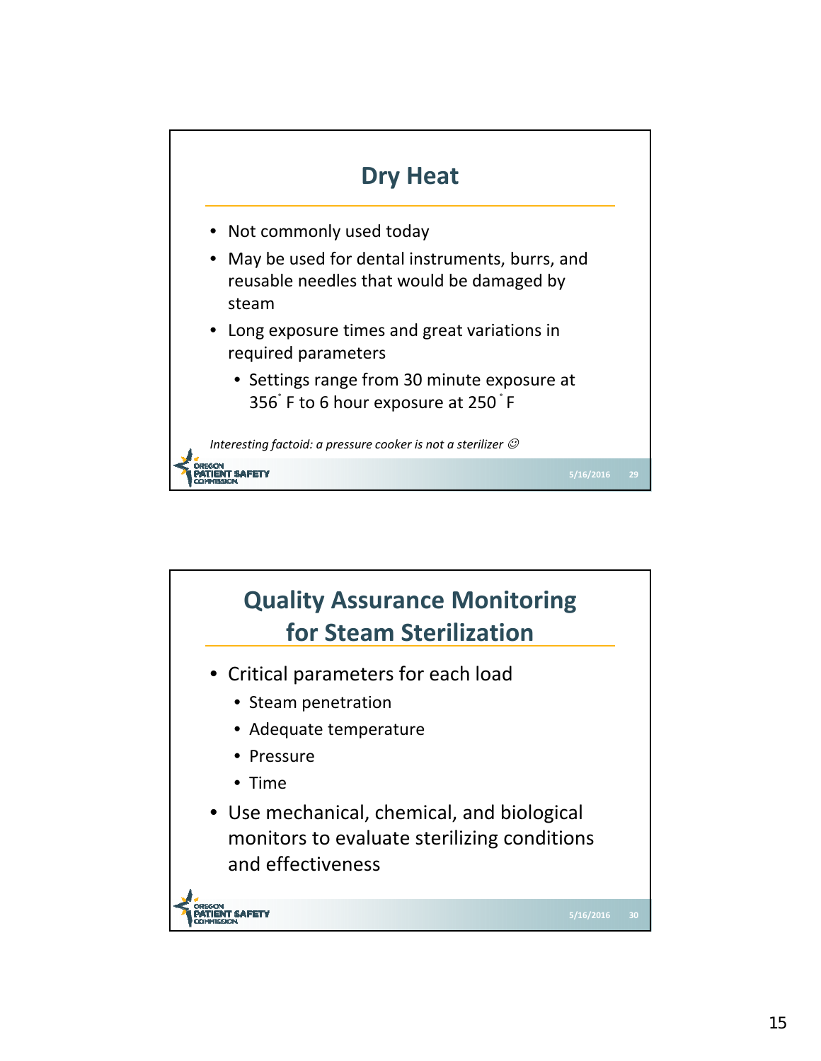## Dry Heat

- Not commonly used today
- May be used for dental instruments, burrs, and reusable needles that would be damaged by steam
- Long exposure times and great variations in required parameters
  - Settings range from 30 minute exposure at 356° F to 6 hour exposure at 250° F

*Interesting factoid: a pressure cooker is not a sterilizer ☺*

## Quality Assurance Monitoring for Steam Sterilization

- Critical parameters for each load
  - Steam penetration
  - Adequate temperature
  - Pressure
  - Time
- Use mechanical, chemical, and biological monitors to evaluate sterilizing conditions and effectiveness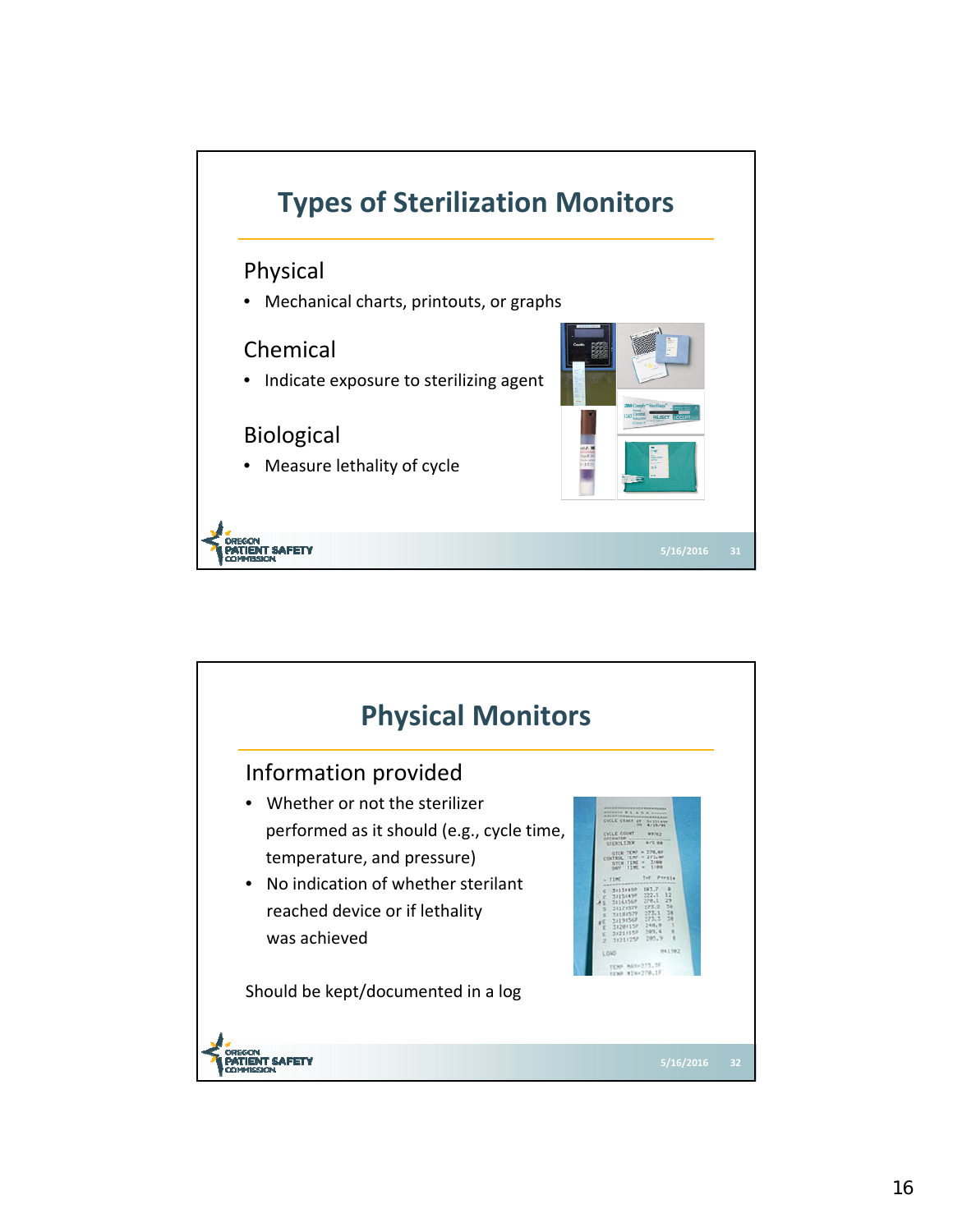## Types of Sterilization Monitors

### Physical

- Mechanical charts, printouts, or graphs

### Chemical

- Indicate exposure to sterilizing agent

### Biological

- Measure lethality of cycle

## Physical Monitors

### Information provided

- Whether or not the sterilizer performed as it should (e.g., cycle time, temperature, and pressure)
- No indication of whether sterilant reached device or if lethality was achieved

Should be kept/documented in a log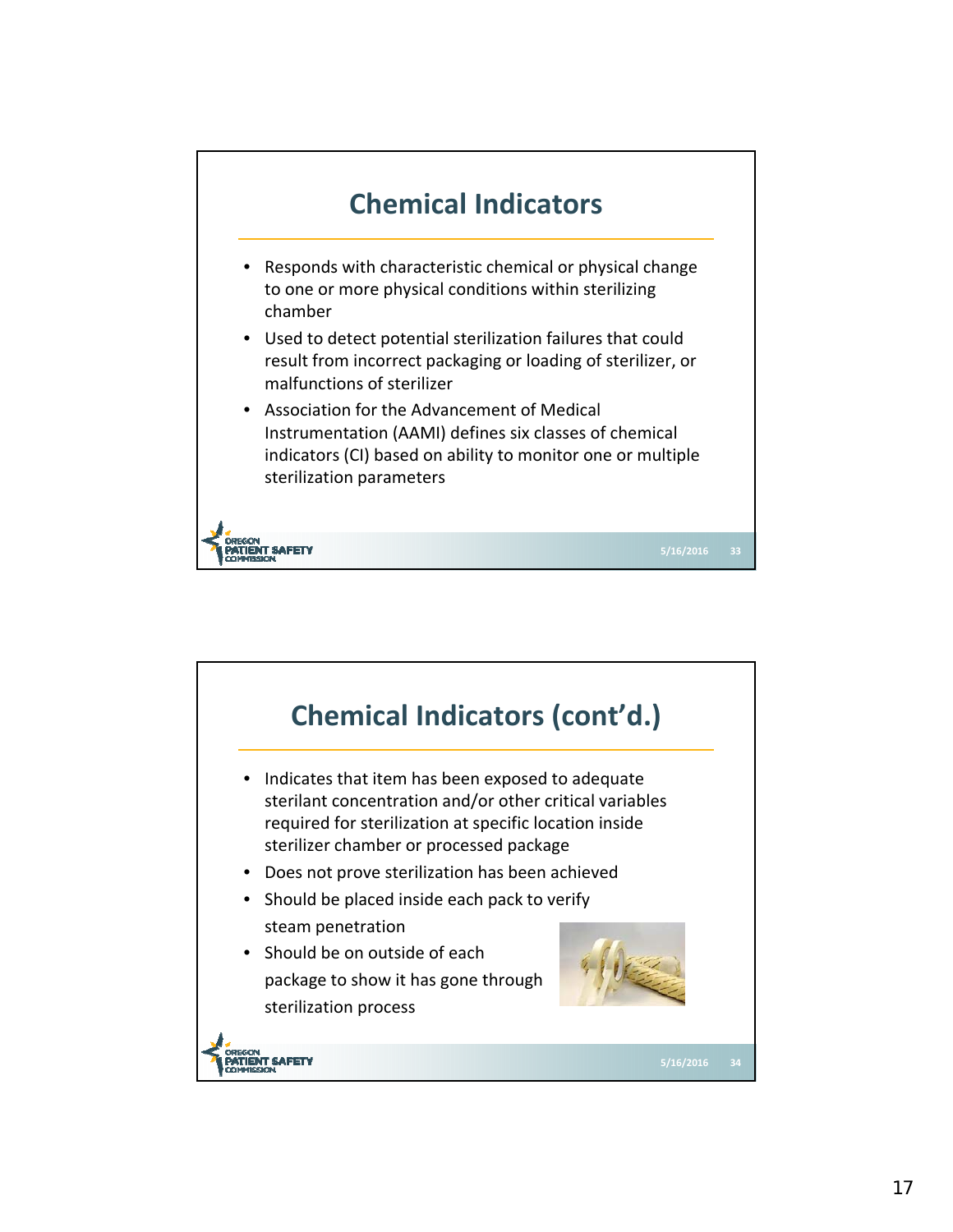## Chemical Indicators

- Responds with characteristic chemical or physical change to one or more physical conditions within sterilizing chamber
- Used to detect potential sterilization failures that could result from incorrect packaging or loading of sterilizer, or malfunctions of sterilizer
- Association for the Advancement of Medical Instrumentation (AAMI) defines six classes of chemical indicators (CI) based on ability to monitor one or multiple sterilization parameters

## Chemical Indicators (cont'd.)

- Indicates that item has been exposed to adequate sterilant concentration and/or other critical variables required for sterilization at specific location inside sterilizer chamber or processed package
- Does not prove sterilization has been achieved
- Should be placed inside each pack to verify steam penetration
- Should be on outside of each package to show it has gone through sterilization process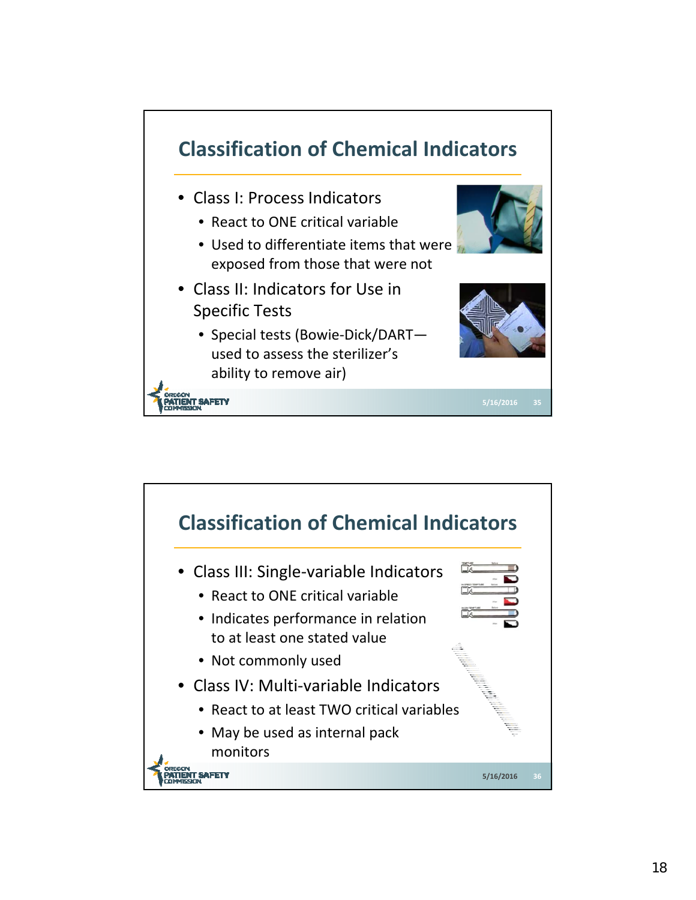## Classification of Chemical Indicators

- Class I: Process Indicators
  - React to ONE critical variable
  - Used to differentiate items that were exposed from those that were not
- Class II: Indicators for Use in Specific Tests
  - Special tests (Bowie-Dick/DART—used to assess the sterilizer's ability to remove air)

## Classification of Chemical Indicators

- Class III: Single-variable Indicators
  - React to ONE critical variable
  - Indicates performance in relation to at least one stated value
  - Not commonly used
- Class IV: Multi-variable Indicators
  - React to at least TWO critical variables
  - May be used as internal pack monitors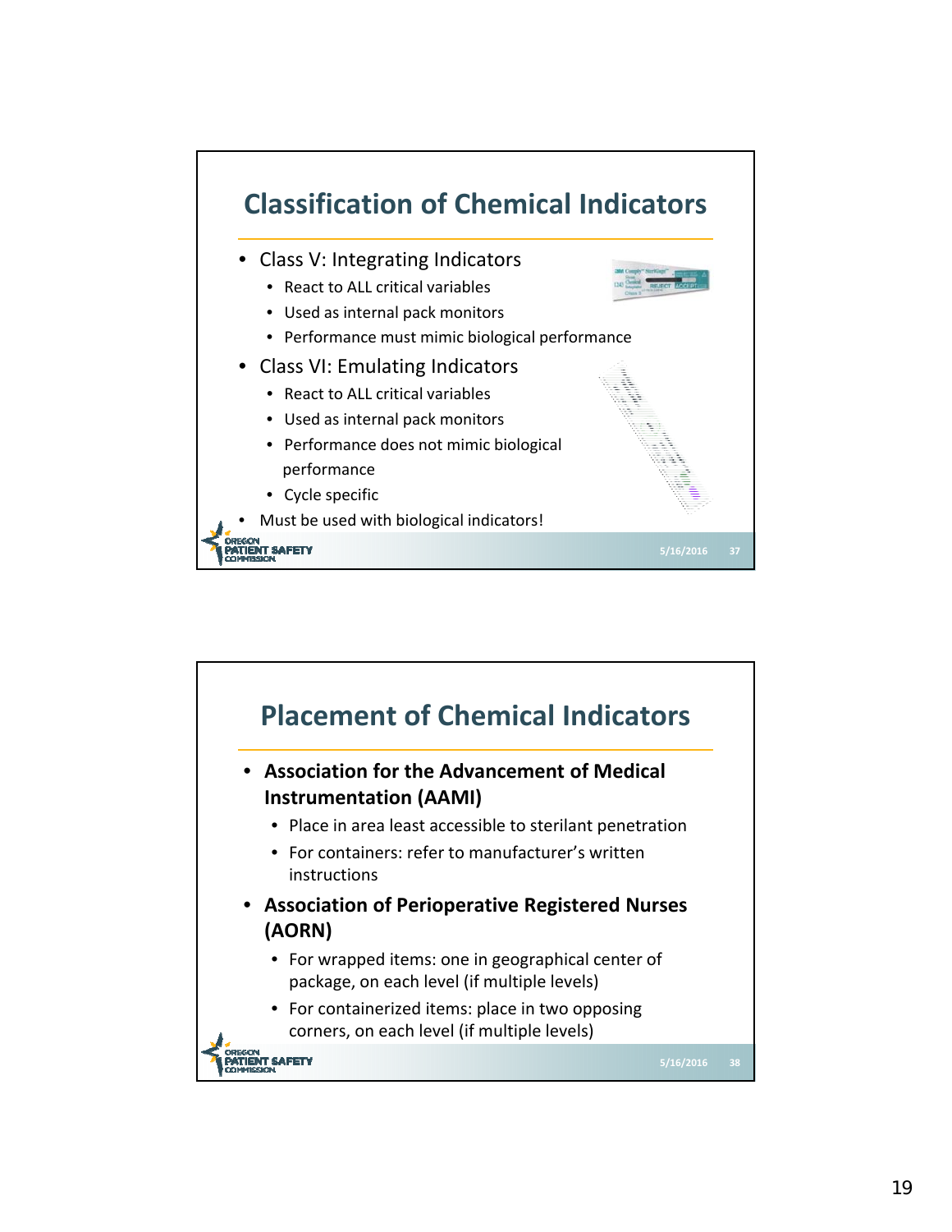## Classification of Chemical Indicators

- Class V: Integrating Indicators
  - React to ALL critical variables
  - Used as internal pack monitors
  - Performance must mimic biological performance
- Class VI: Emulating Indicators
  - React to ALL critical variables
  - Used as internal pack monitors
  - Performance does not mimic biological performance
  - Cycle specific
- Must be used with biological indicators!

## Placement of Chemical Indicators

- **Association for the Advancement of Medical Instrumentation (AAMI)**
  - Place in area least accessible to sterilant penetration
  - For containers: refer to manufacturer's written instructions
- **Association of Perioperative Registered Nurses (AORN)**
  - For wrapped items: one in geographical center of package, on each level (if multiple levels)
  - For containerized items: place in two opposing corners, on each level (if multiple levels)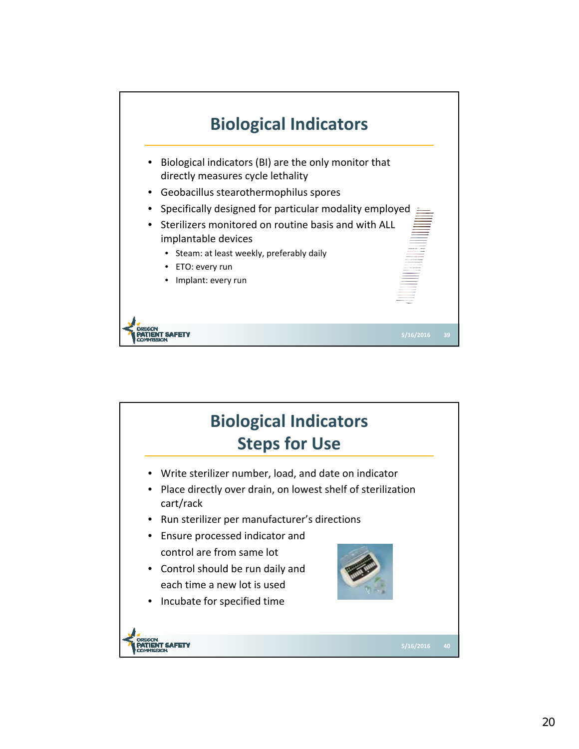## Biological Indicators

- Biological indicators (BI) are the only monitor that directly measures cycle lethality
- Geobacillus stearothermophilus spores
- Specifically designed for particular modality employed
- Sterilizers monitored on routine basis and with ALL implantable devices
  - Steam: at least weekly, preferably daily
  - ETO: every run
  - Implant: every run

## Biological Indicators Steps for Use

- Write sterilizer number, load, and date on indicator
- Place directly over drain, on lowest shelf of sterilization cart/rack
- Run sterilizer per manufacturer's directions
- Ensure processed indicator and control are from same lot
- Control should be run daily and each time a new lot is used
- Incubate for specified time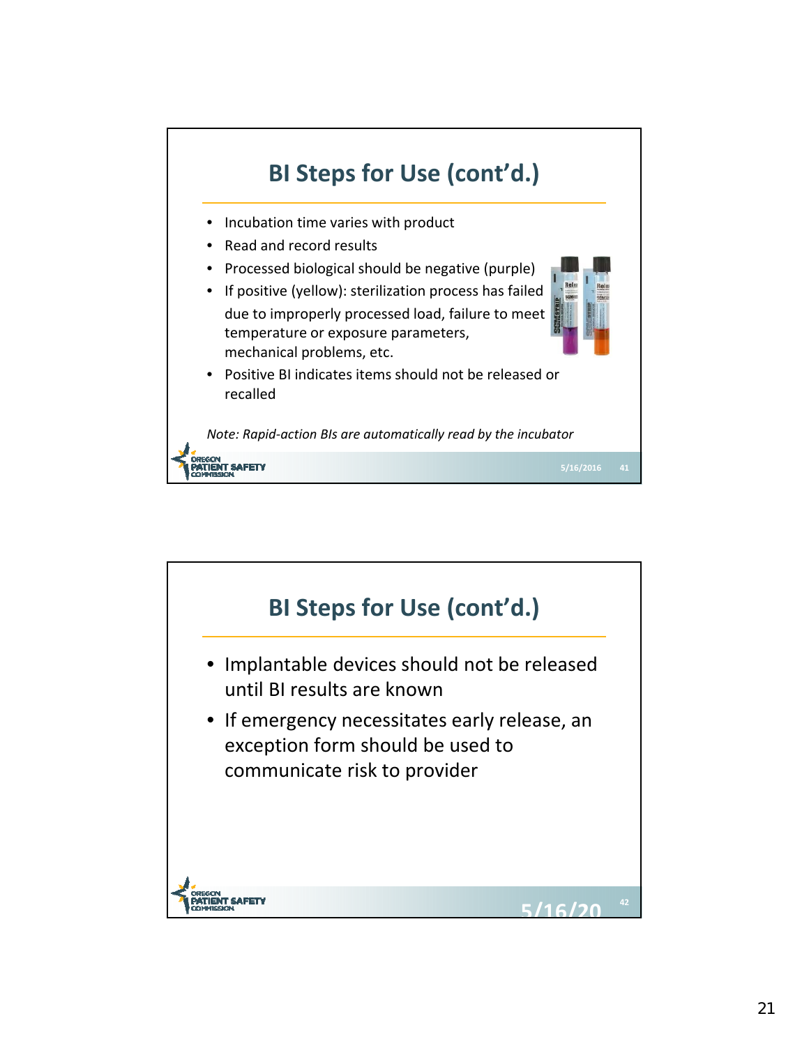## BI Steps for Use (cont'd.)

- Incubation time varies with product
- Read and record results
- Processed biological should be negative (purple)
- If positive (yellow): sterilization process has failed due to improperly processed load, failure to meet temperature or exposure parameters, mechanical problems, etc.
- Positive BI indicates items should not be released or recalled

*Note: Rapid-action BIs are automatically read by the incubator*

## BI Steps for Use (cont'd.)

- Implantable devices should not be released until BI results are known
- If emergency necessitates early release, an exception form should be used to communicate risk to provider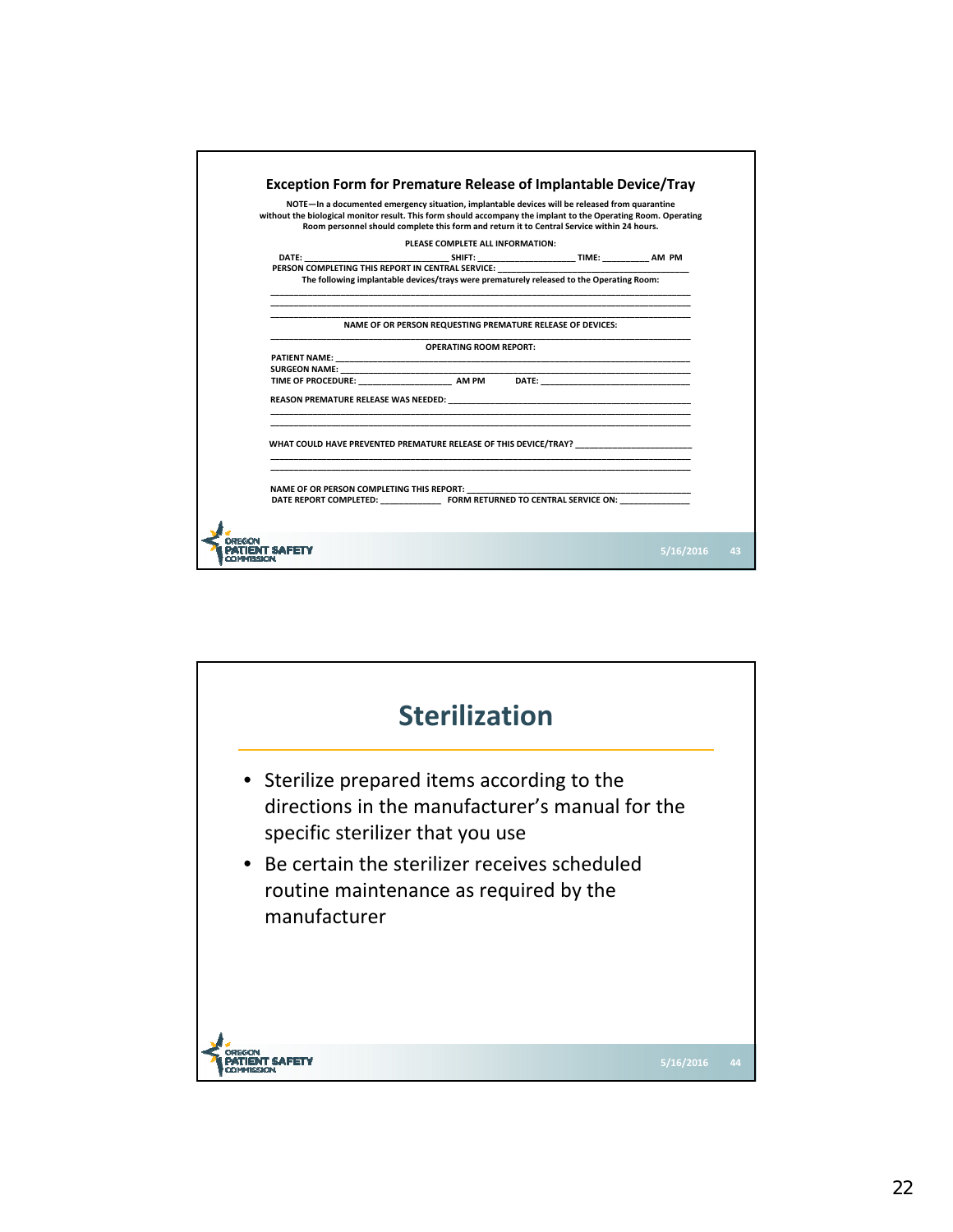## Exception Form for Premature Release of Implantable Device/Tray

**NOTE—In a documented emergency situation, implantable devices will be released from quarantine without the biological monitor result. This form should accompany the implant to the Operating Room. Operating Room personnel should complete this form and return it to Central Service within 24 hours.**

**PLEASE COMPLETE ALL INFORMATION:**

**DATE:** ______________________________ **SHIFT:** ____________________ **TIME:** __________ **AM PM**

**PERSON COMPLETING THIS REPORT IN CENTRAL SERVICE:** ______________________________________

**The following implantable devices/trays were prematurely released to the Operating Room:**

______________________________________________________________________________

______________________________________________________________________________

______________________________________________________________________________

**NAME OF OR PERSON REQUESTING PREMATURE RELEASE OF DEVICES:**

______________________________________________________________________________

**OPERATING ROOM REPORT:**

**PATIENT NAME:** _____________________________________________________________

**SURGEON NAME:** ____________________________________________________________

**TIME OF PROCEDURE:** ____________________ **AM PM** **DATE:** _______________________________

**REASON PREMATURE RELEASE WAS NEEDED:** _______________________________________________

______________________________________________________________________________

______________________________________________________________________________

**WHAT COULD HAVE PREVENTED PREMATURE RELEASE OF THIS DEVICE/TRAY?** ________________________

______________________________________________________________________________

______________________________________________________________________________

**NAME OF OR PERSON COMPLETING THIS REPORT:** ___________________________________________

**DATE REPORT COMPLETED:** _____________ **FORM RETURNED TO CENTRAL SERVICE ON:** _______________

## Sterilization

- Sterilize prepared items according to the directions in the manufacturer's manual for the specific sterilizer that you use
- Be certain the sterilizer receives scheduled routine maintenance as required by the manufacturer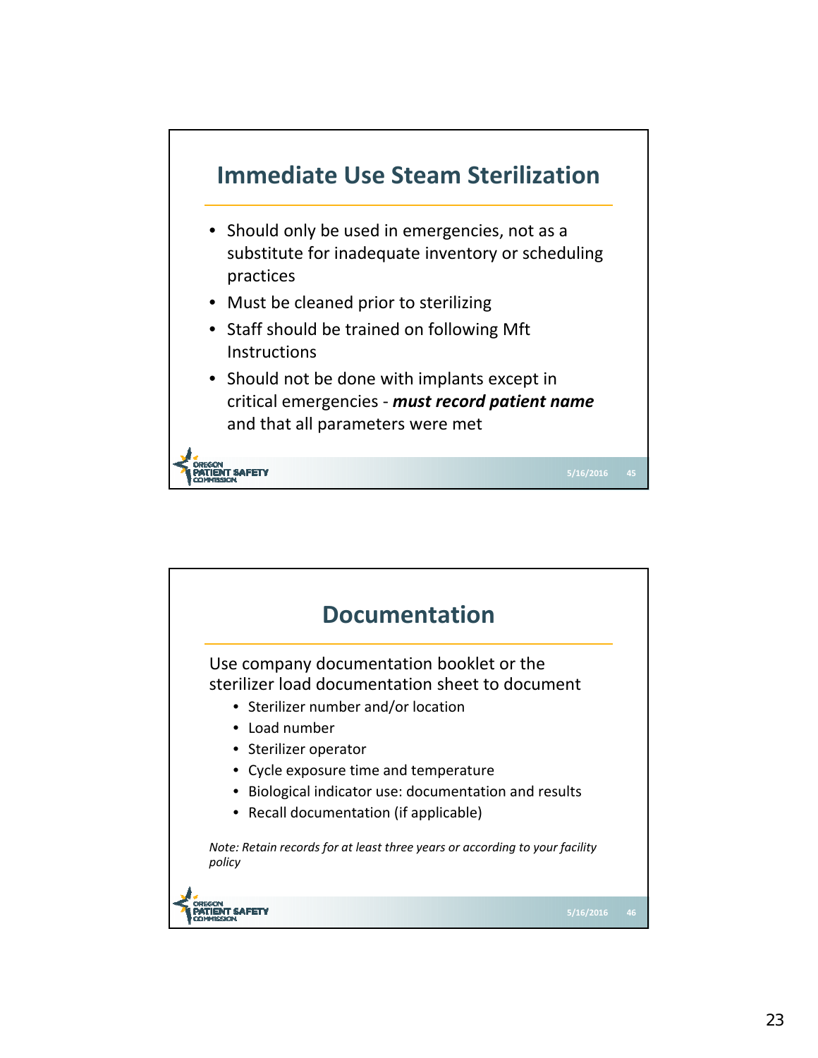## Immediate Use Steam Sterilization

- Should only be used in emergencies, not as a substitute for inadequate inventory or scheduling practices
- Must be cleaned prior to sterilizing
- Staff should be trained on following Mft Instructions
- Should not be done with implants except in critical emergencies - ***must record patient name*** and that all parameters were met

## Documentation

Use company documentation booklet or the sterilizer load documentation sheet to document

- Sterilizer number and/or location
- Load number
- Sterilizer operator
- Cycle exposure time and temperature
- Biological indicator use: documentation and results
- Recall documentation (if applicable)

*Note: Retain records for at least three years or according to your facility policy*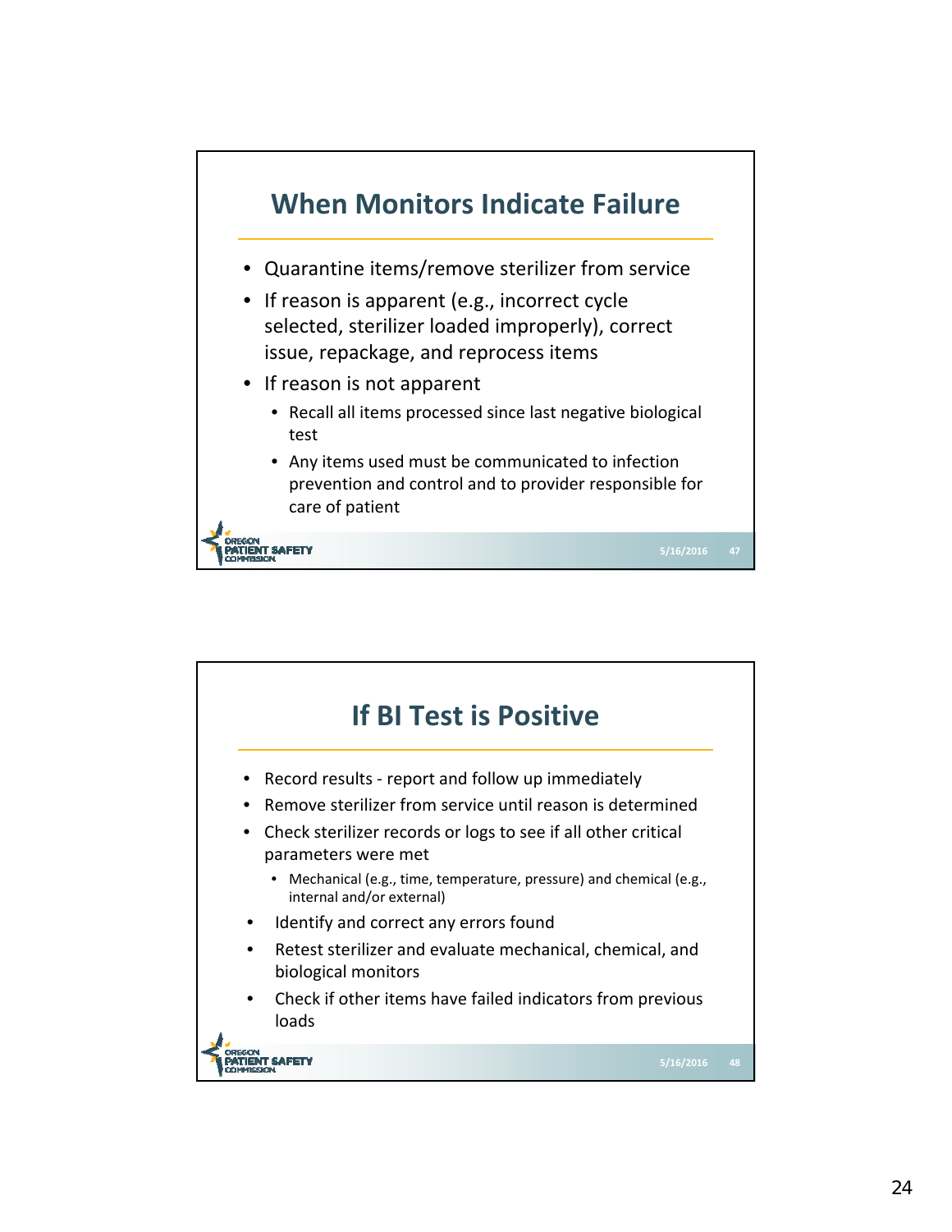## When Monitors Indicate Failure

- Quarantine items/remove sterilizer from service
- If reason is apparent (e.g., incorrect cycle selected, sterilizer loaded improperly), correct issue, repackage, and reprocess items
- If reason is not apparent
  - Recall all items processed since last negative biological test
  - Any items used must be communicated to infection prevention and control and to provider responsible for care of patient

## If BI Test is Positive

- Record results - report and follow up immediately
- Remove sterilizer from service until reason is determined
- Check sterilizer records or logs to see if all other critical parameters were met
  - Mechanical (e.g., time, temperature, pressure) and chemical (e.g., internal and/or external)
- Identify and correct any errors found
- Retest sterilizer and evaluate mechanical, chemical, and biological monitors
- Check if other items have failed indicators from previous loads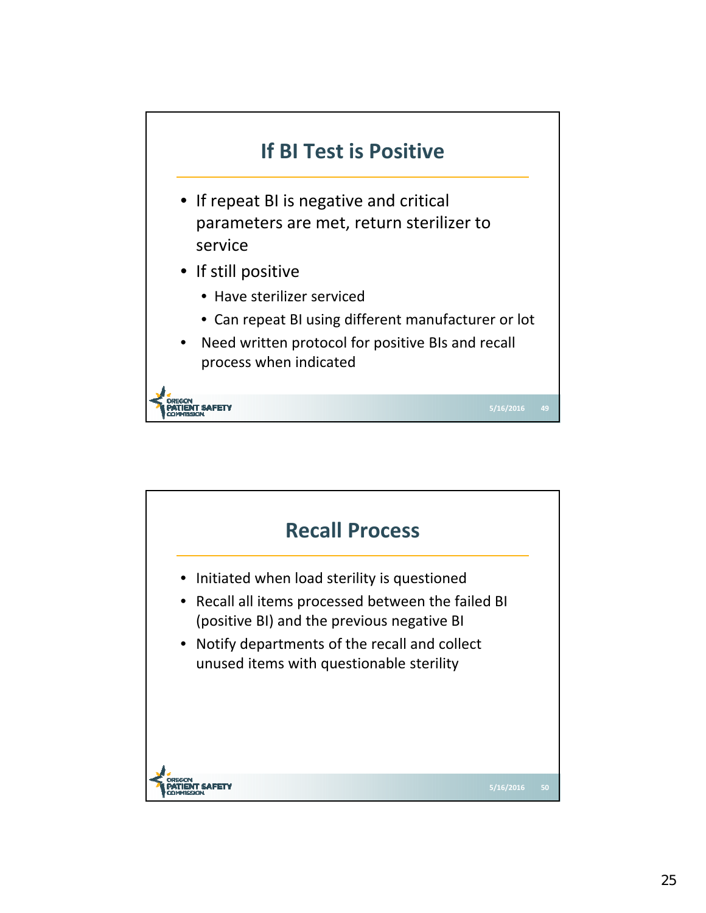## If BI Test is Positive

- If repeat BI is negative and critical parameters are met, return sterilizer to service
- If still positive
  - Have sterilizer serviced
  - Can repeat BI using different manufacturer or lot
- Need written protocol for positive BIs and recall process when indicated

## Recall Process

- Initiated when load sterility is questioned
- Recall all items processed between the failed BI (positive BI) and the previous negative BI
- Notify departments of the recall and collect unused items with questionable sterility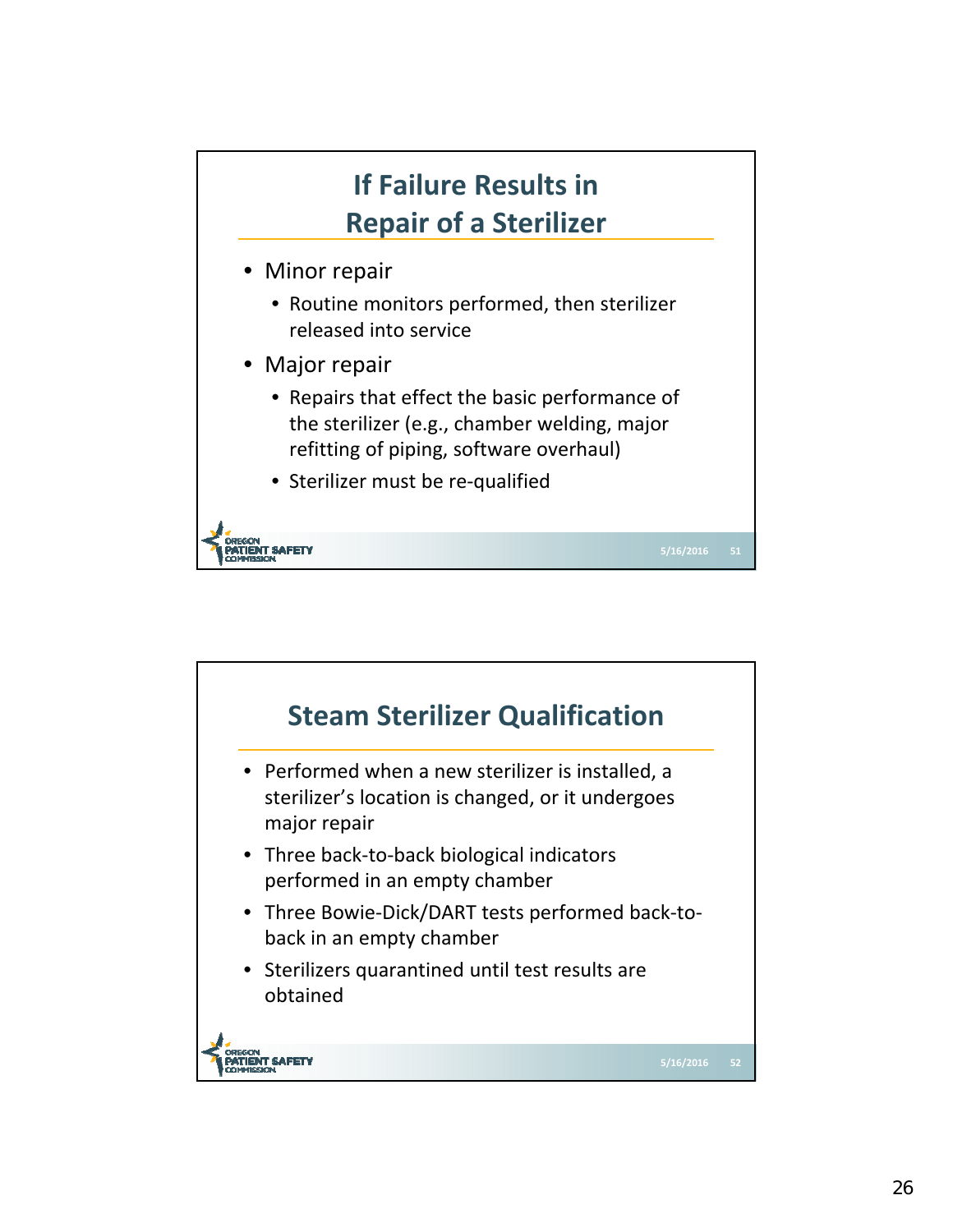## If Failure Results in Repair of a Sterilizer

- Minor repair
  - Routine monitors performed, then sterilizer released into service
- Major repair
  - Repairs that effect the basic performance of the sterilizer (e.g., chamber welding, major refitting of piping, software overhaul)
  - Sterilizer must be re-qualified

## Steam Sterilizer Qualification

- Performed when a new sterilizer is installed, a sterilizer's location is changed, or it undergoes major repair
- Three back-to-back biological indicators performed in an empty chamber
- Three Bowie-Dick/DART tests performed back-to-back in an empty chamber
- Sterilizers quarantined until test results are obtained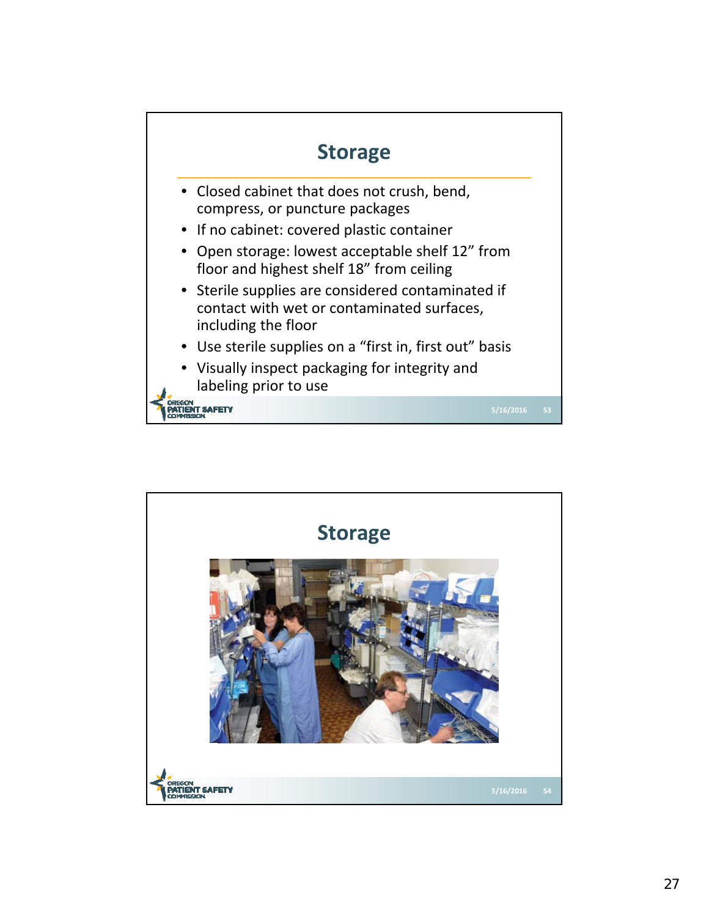## Storage

- Closed cabinet that does not crush, bend, compress, or puncture packages
- If no cabinet: covered plastic container
- Open storage: lowest acceptable shelf 12" from floor and highest shelf 18" from ceiling
- Sterile supplies are considered contaminated if contact with wet or contaminated surfaces, including the floor
- Use sterile supplies on a "first in, first out" basis
- Visually inspect packaging for integrity and labeling prior to use

## Storage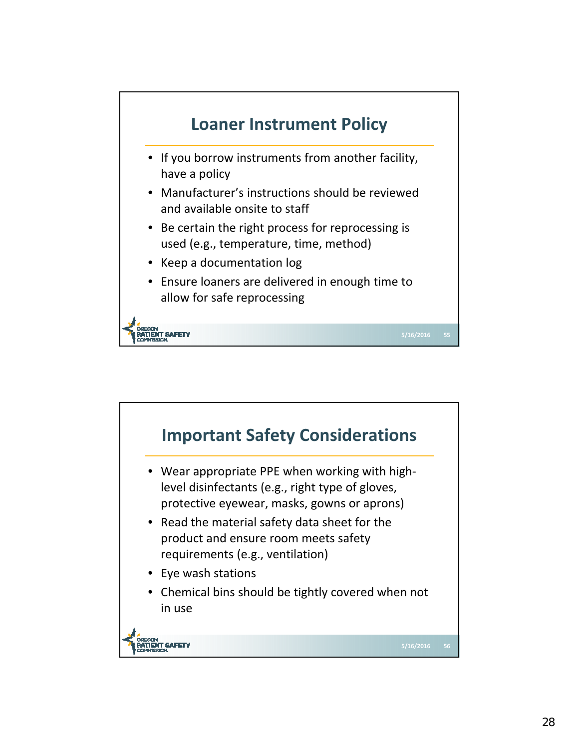## Loaner Instrument Policy

- If you borrow instruments from another facility, have a policy
- Manufacturer's instructions should be reviewed and available onsite to staff
- Be certain the right process for reprocessing is used (e.g., temperature, time, method)
- Keep a documentation log
- Ensure loaners are delivered in enough time to allow for safe reprocessing

## Important Safety Considerations

- Wear appropriate PPE when working with high-level disinfectants (e.g., right type of gloves, protective eyewear, masks, gowns or aprons)
- Read the material safety data sheet for the product and ensure room meets safety requirements (e.g., ventilation)
- Eye wash stations
- Chemical bins should be tightly covered when not in use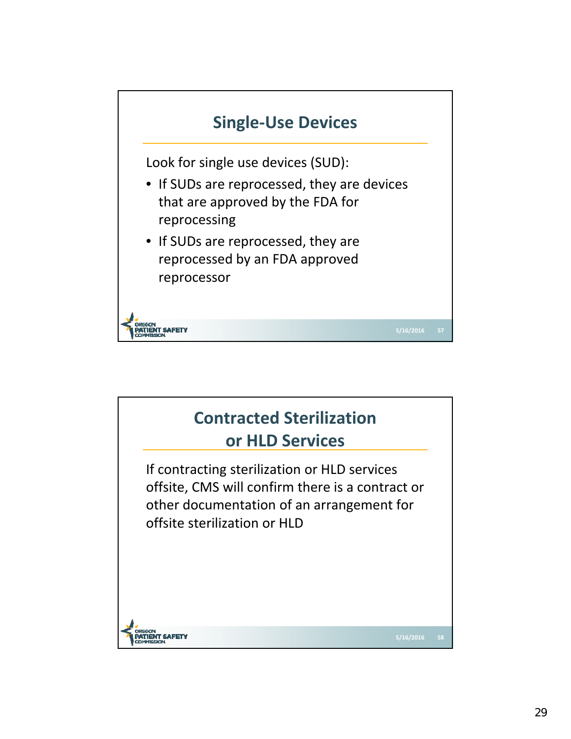## Single-Use Devices

Look for single use devices (SUD):

- If SUDs are reprocessed, they are devices that are approved by the FDA for reprocessing
- If SUDs are reprocessed, they are reprocessed by an FDA approved reprocessor

## Contracted Sterilization or HLD Services

If contracting sterilization or HLD services offsite, CMS will confirm there is a contract or other documentation of an arrangement for offsite sterilization or HLD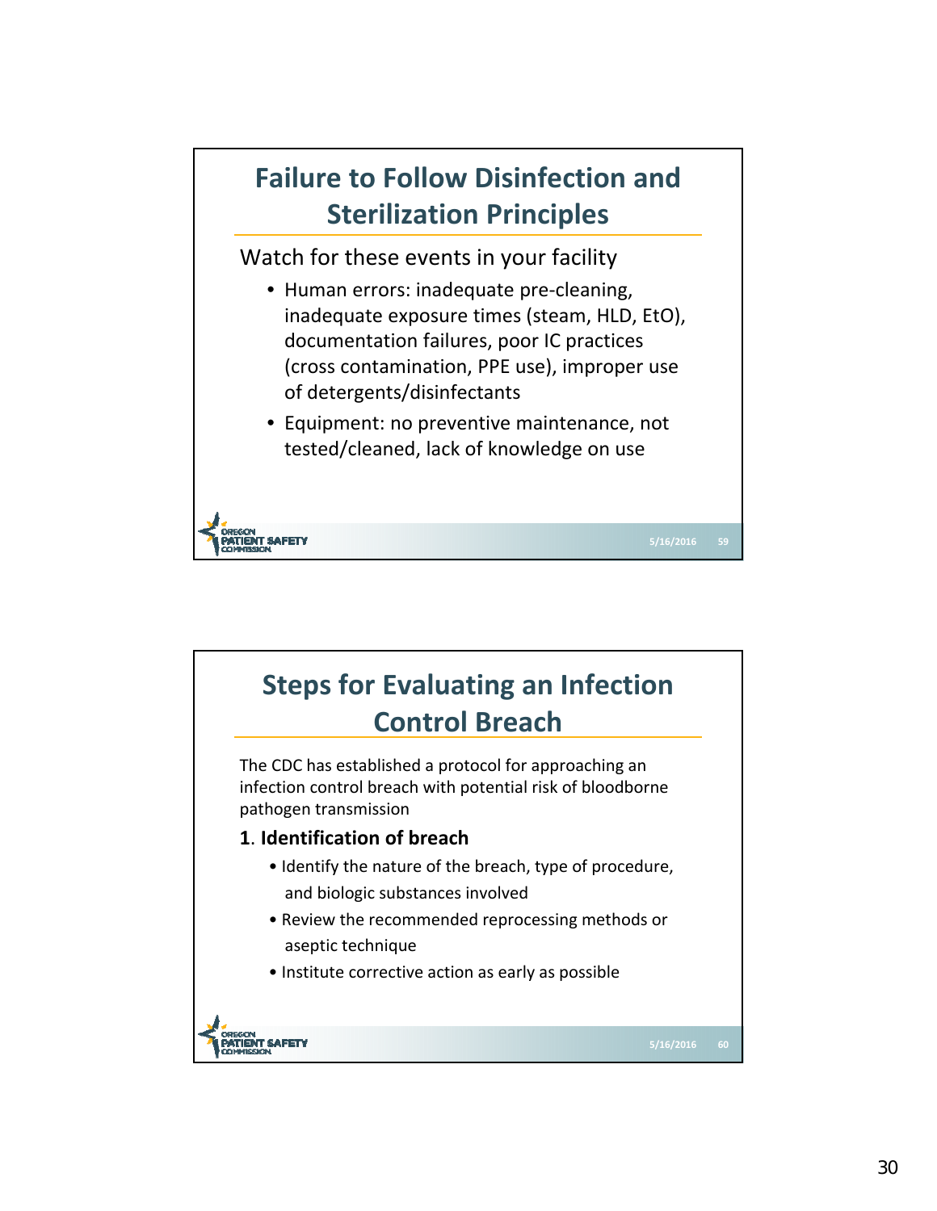## Failure to Follow Disinfection and Sterilization Principles

Watch for these events in your facility

- Human errors: inadequate pre-cleaning, inadequate exposure times (steam, HLD, EtO), documentation failures, poor IC practices (cross contamination, PPE use), improper use of detergents/disinfectants
- Equipment: no preventive maintenance, not tested/cleaned, lack of knowledge on use

## Steps for Evaluating an Infection Control Breach

The CDC has established a protocol for approaching an infection control breach with potential risk of bloodborne pathogen transmission

**1. Identification of breach**

- Identify the nature of the breach, type of procedure, and biologic substances involved
- Review the recommended reprocessing methods or aseptic technique
- Institute corrective action as early as possible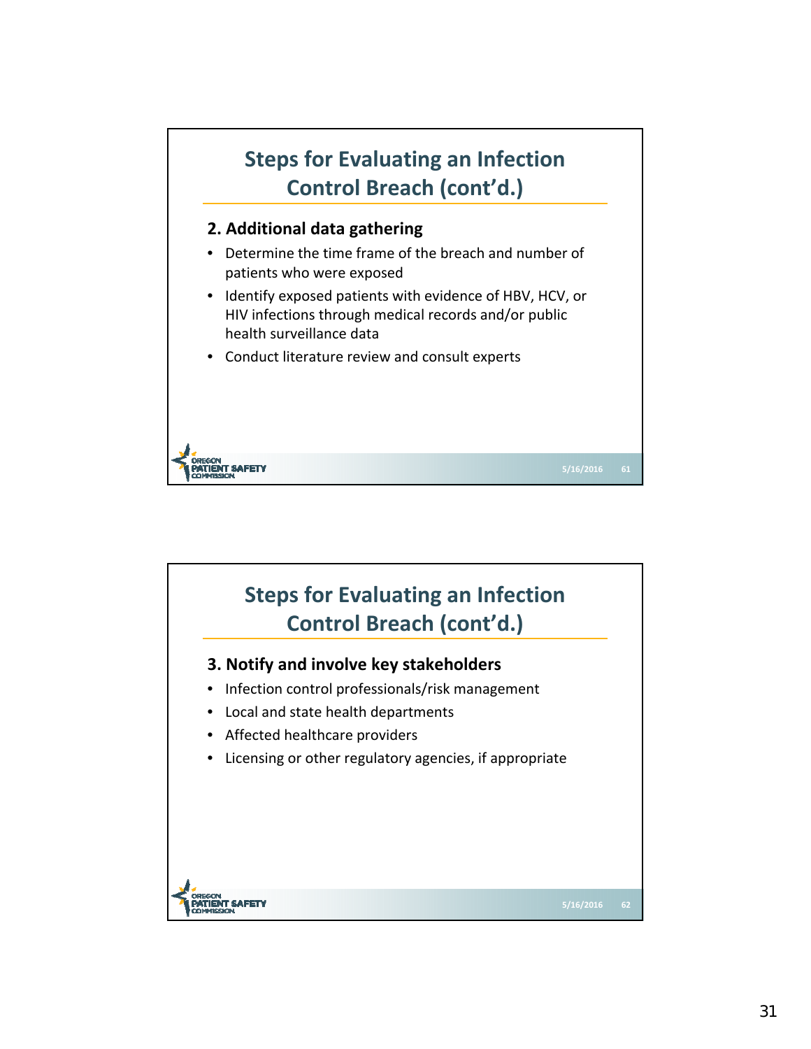## Steps for Evaluating an Infection Control Breach (cont'd.)

**2. Additional data gathering**

- Determine the time frame of the breach and number of patients who were exposed
- Identify exposed patients with evidence of HBV, HCV, or HIV infections through medical records and/or public health surveillance data
- Conduct literature review and consult experts

## Steps for Evaluating an Infection Control Breach (cont'd.)

**3. Notify and involve key stakeholders**

- Infection control professionals/risk management
- Local and state health departments
- Affected healthcare providers
- Licensing or other regulatory agencies, if appropriate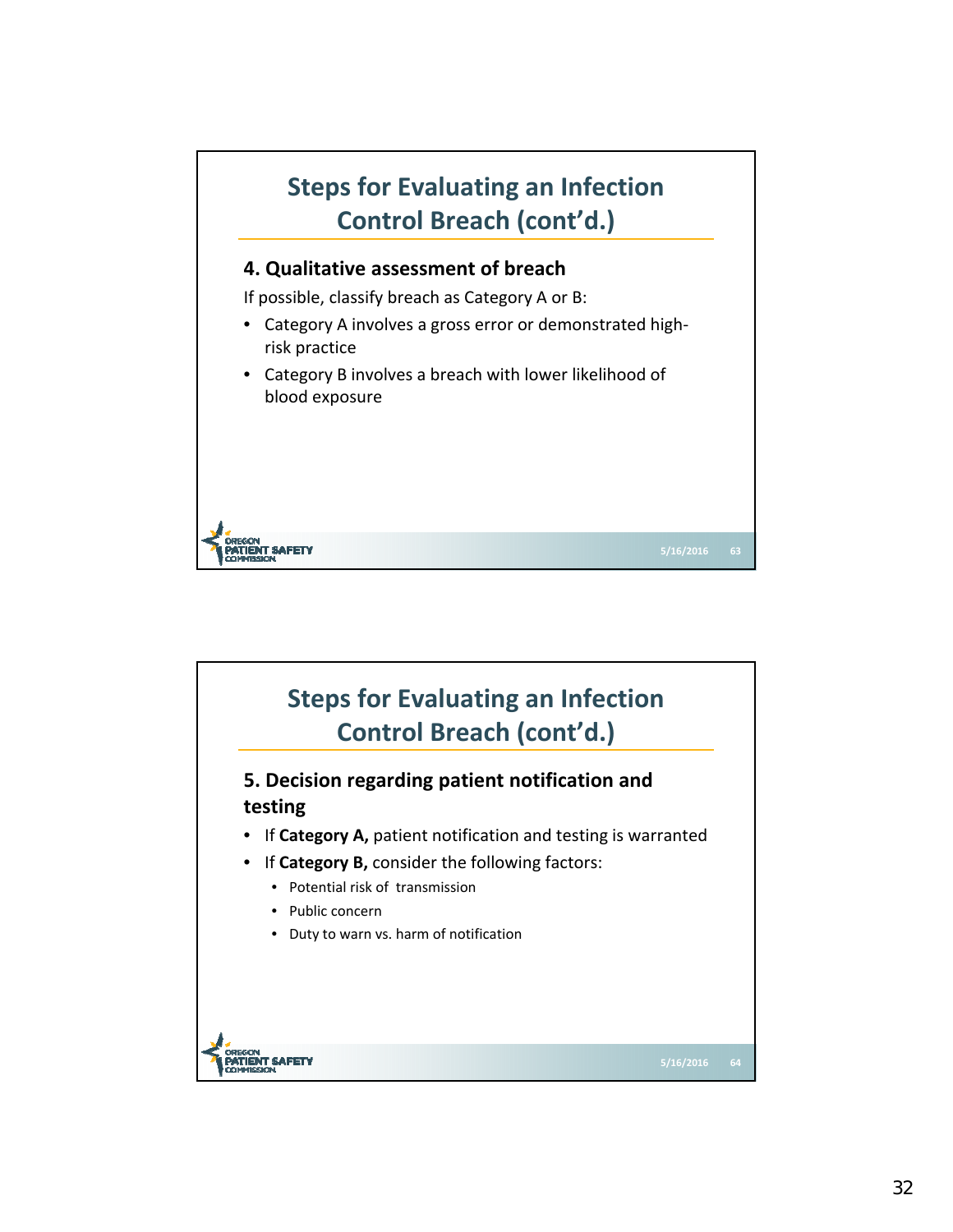## Steps for Evaluating an Infection Control Breach (cont'd.)

### 4. Qualitative assessment of breach

If possible, classify breach as Category A or B:

- Category A involves a gross error or demonstrated high-risk practice
- Category B involves a breach with lower likelihood of blood exposure

## Steps for Evaluating an Infection Control Breach (cont'd.)

### 5. Decision regarding patient notification and testing

- If **Category A,** patient notification and testing is warranted
- If **Category B,** consider the following factors:
  - Potential risk of transmission
  - Public concern
  - Duty to warn vs. harm of notification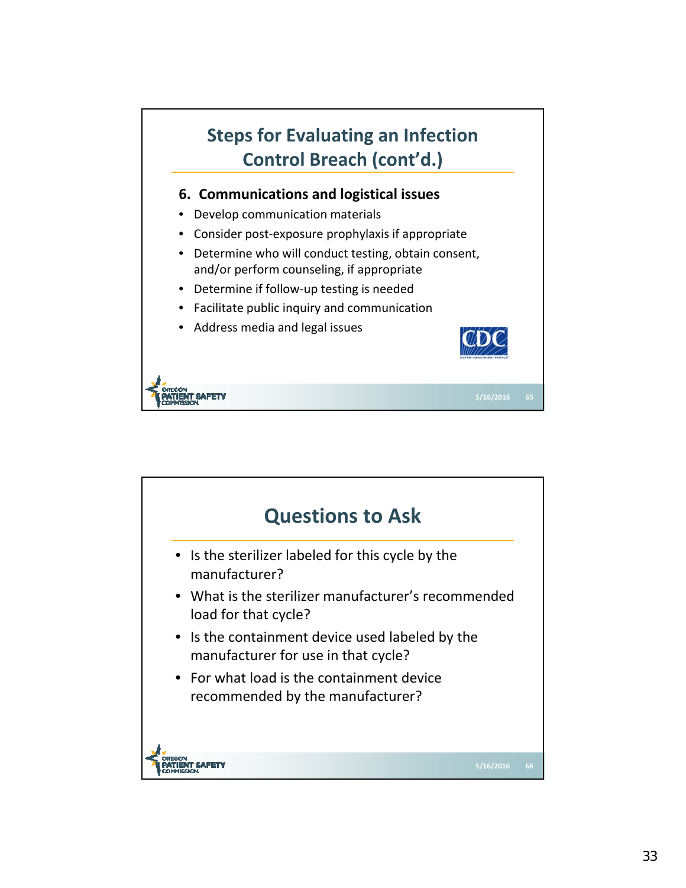## Steps for Evaluating an Infection Control Breach (cont'd.)

**6. Communications and logistical issues**

- Develop communication materials
- Consider post-exposure prophylaxis if appropriate
- Determine who will conduct testing, obtain consent, and/or perform counseling, if appropriate
- Determine if follow-up testing is needed
- Facilitate public inquiry and communication
- Address media and legal issues

## Questions to Ask

- Is the sterilizer labeled for this cycle by the manufacturer?
- What is the sterilizer manufacturer's recommended load for that cycle?
- Is the containment device used labeled by the manufacturer for use in that cycle?
- For what load is the containment device recommended by the manufacturer?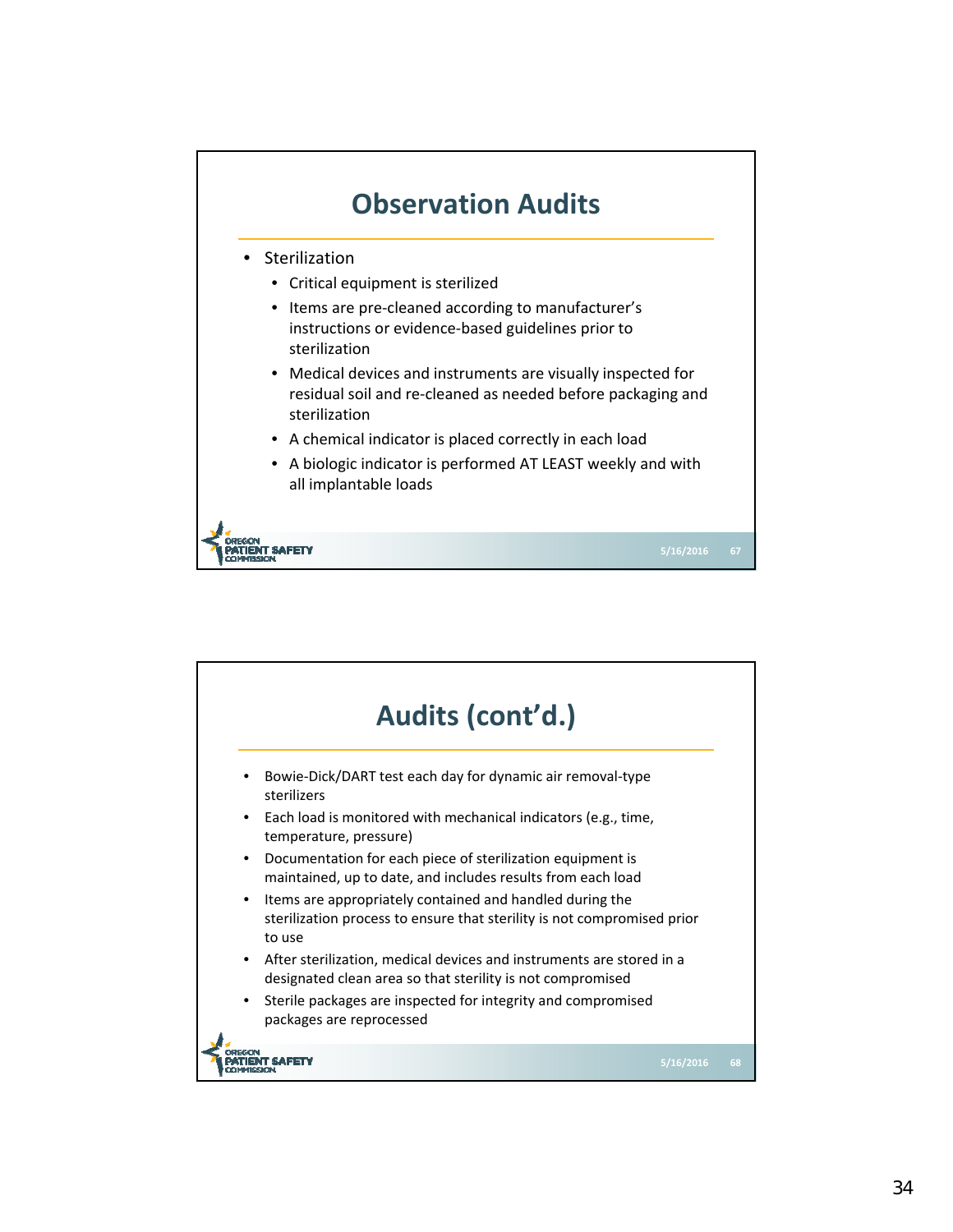## Observation Audits

- Sterilization
  - Critical equipment is sterilized
  - Items are pre-cleaned according to manufacturer's instructions or evidence-based guidelines prior to sterilization
  - Medical devices and instruments are visually inspected for residual soil and re-cleaned as needed before packaging and sterilization
  - A chemical indicator is placed correctly in each load
  - A biologic indicator is performed AT LEAST weekly and with all implantable loads

## Audits (cont'd.)

- Bowie-Dick/DART test each day for dynamic air removal-type sterilizers
- Each load is monitored with mechanical indicators (e.g., time, temperature, pressure)
- Documentation for each piece of sterilization equipment is maintained, up to date, and includes results from each load
- Items are appropriately contained and handled during the sterilization process to ensure that sterility is not compromised prior to use
- After sterilization, medical devices and instruments are stored in a designated clean area so that sterility is not compromised
- Sterile packages are inspected for integrity and compromised packages are reprocessed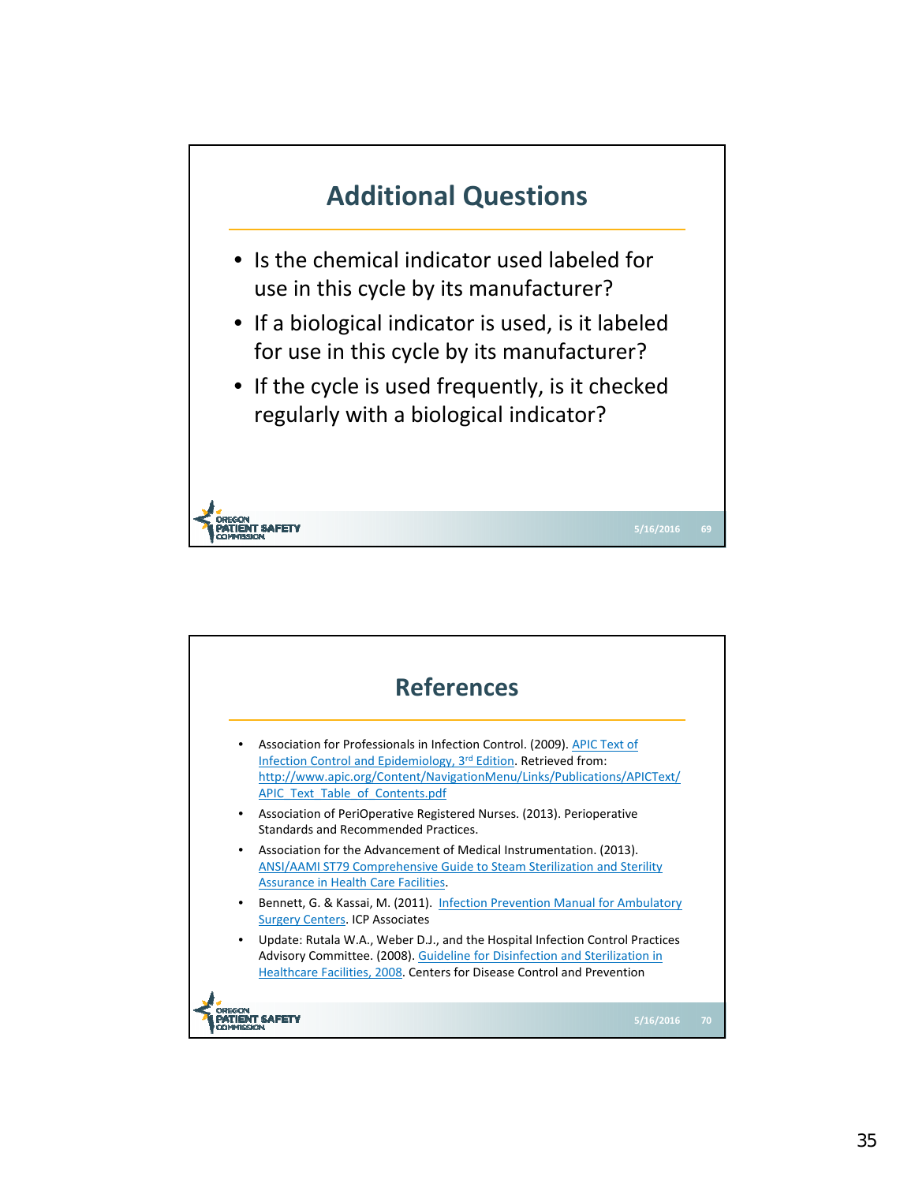## Additional Questions

- Is the chemical indicator used labeled for use in this cycle by its manufacturer?
- If a biological indicator is used, is it labeled for use in this cycle by its manufacturer?
- If the cycle is used frequently, is it checked regularly with a biological indicator?

## References

- Association for Professionals in Infection Control. (2009). APIC Text of Infection Control and Epidemiology, 3rd Edition. Retrieved from: http://www.apic.org/Content/NavigationMenu/Links/Publications/APICText/APIC_Text_Table_of_Contents.pdf
- Association of PeriOperative Registered Nurses. (2013). Perioperative Standards and Recommended Practices.
- Association for the Advancement of Medical Instrumentation. (2013). ANSI/AAMI ST79 Comprehensive Guide to Steam Sterilization and Sterility Assurance in Health Care Facilities.
- Bennett, G. & Kassai, M. (2011). Infection Prevention Manual for Ambulatory Surgery Centers. ICP Associates
- Update: Rutala W.A., Weber D.J., and the Hospital Infection Control Practices Advisory Committee. (2008). Guideline for Disinfection and Sterilization in Healthcare Facilities, 2008. Centers for Disease Control and Prevention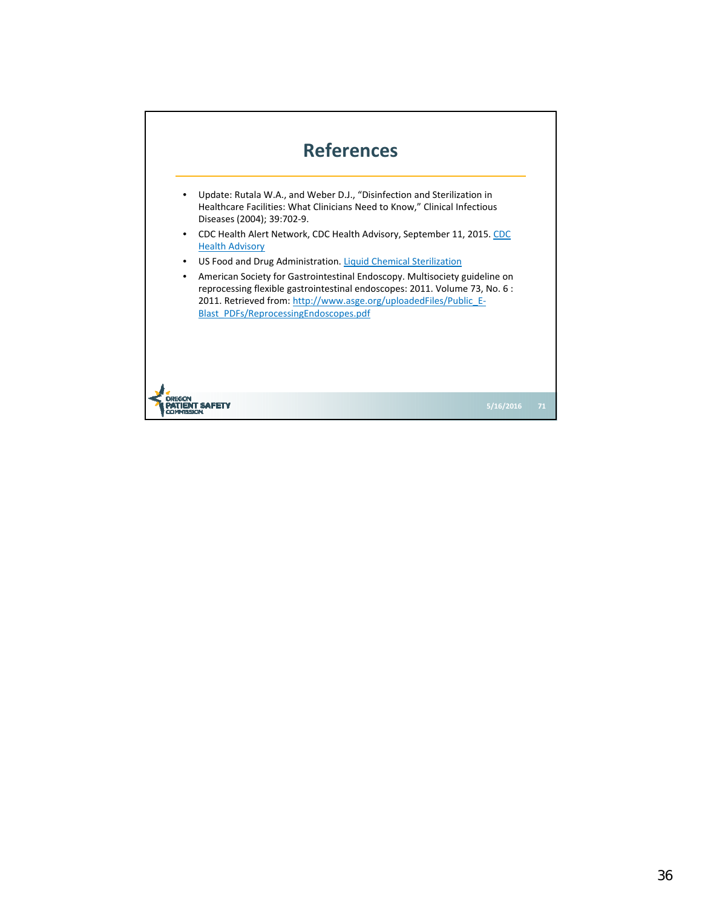# References

- Update: Rutala W.A., and Weber D.J., "Disinfection and Sterilization in Healthcare Facilities: What Clinicians Need to Know," Clinical Infectious Diseases (2004); 39:702-9.
- CDC Health Alert Network, CDC Health Advisory, September 11, 2015. CDC Health Advisory
- US Food and Drug Administration. Liquid Chemical Sterilization
- American Society for Gastrointestinal Endoscopy. Multisociety guideline on reprocessing flexible gastrointestinal endoscopes: 2011. Volume 73, No. 6 : 2011. Retrieved from: http://www.asge.org/uploadedFiles/Public_E-Blast_PDFs/ReprocessingEndoscopes.pdf

OREGON PATIENT SAFETY COMMISSION

5/16/2016